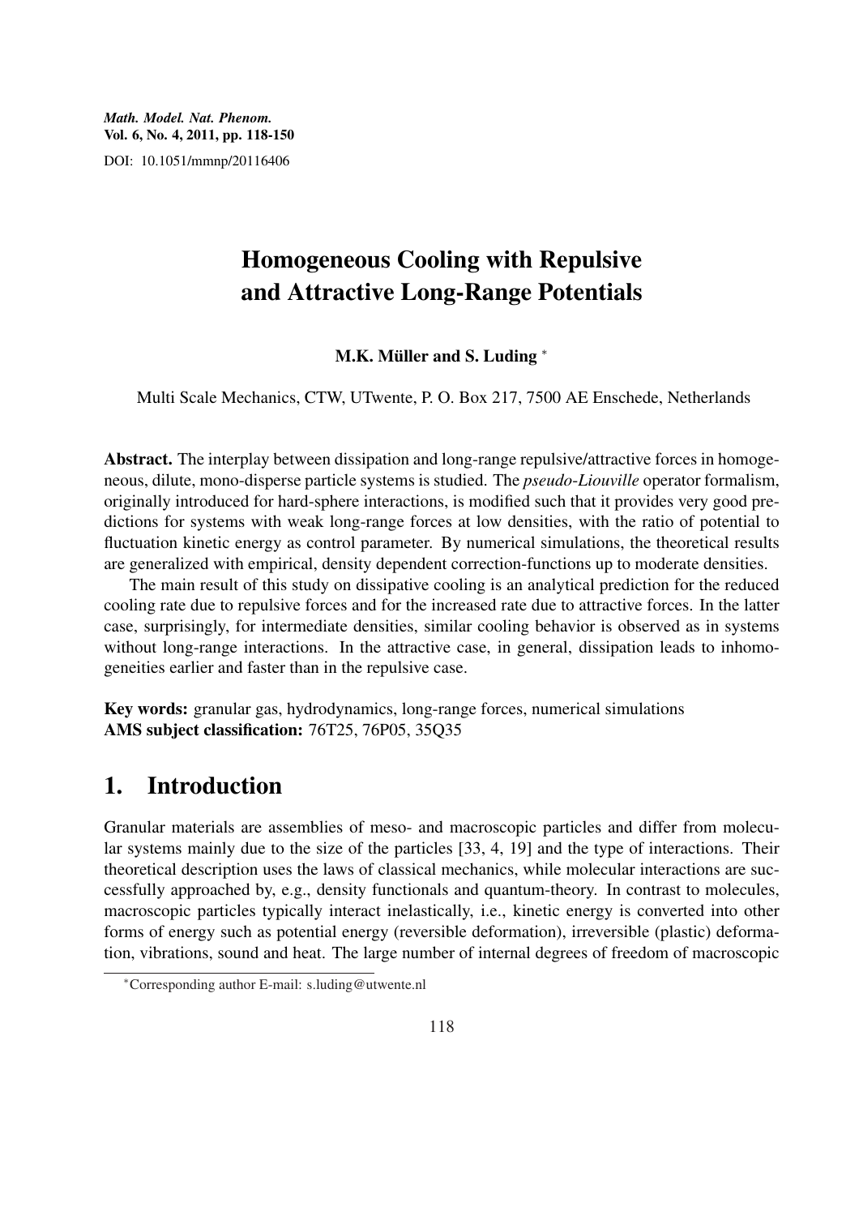# Homogeneous Cooling with Repulsive and Attractive Long-Range Potentials

**M.K. Müller and S. Luding** *

Multi Scale Mechanics, CTW, UTwente, P. O. Box 217, 7500 AE Enschede, Netherlands

**Abstract.** The interplay between dissipation and long-range repulsive/attractive forces in homogeneous, dilute, mono-disperse particle systems is studied. The *pseudo-Liouville* operator formalism, originally introduced for hard-sphere interactions, is modified such that it provides very good predictions for systems with weak long-range forces at low densities, with the ratio of potential to fluctuation kinetic energy as control parameter. By numerical simulations, the theoretical results are generalized with empirical, density dependent correction-functions up to moderate densities.

The main result of this study on dissipative cooling is an analytical prediction for the reduced cooling rate due to repulsive forces and for the increased rate due to attractive forces. In the latter case, surprisingly, for intermediate densities, similar cooling behavior is observed as in systems without long-range interactions. In the attractive case, in general, dissipation leads to inhomogeneities earlier and faster than in the repulsive case.

**Key words:** granular gas, hydrodynamics, long-range forces, numerical simulations
**AMS subject classification:** 76T25, 76P05, 35Q35

# 1. Introduction

Granular materials are assemblies of meso- and macroscopic particles and differ from molecular systems mainly due to the size of the particles [33, 4, 19] and the type of interactions. Their theoretical description uses the laws of classical mechanics, while molecular interactions are successfully approached by, e.g., density functionals and quantum-theory. In contrast to molecules, macroscopic particles typically interact inelastically, i.e., kinetic energy is converted into other forms of energy such as potential energy (reversible deformation), irreversible (plastic) deformation, vibrations, sound and heat. The large number of internal degrees of freedom of macroscopic

*Corresponding author E-mail: s.luding@utwente.nl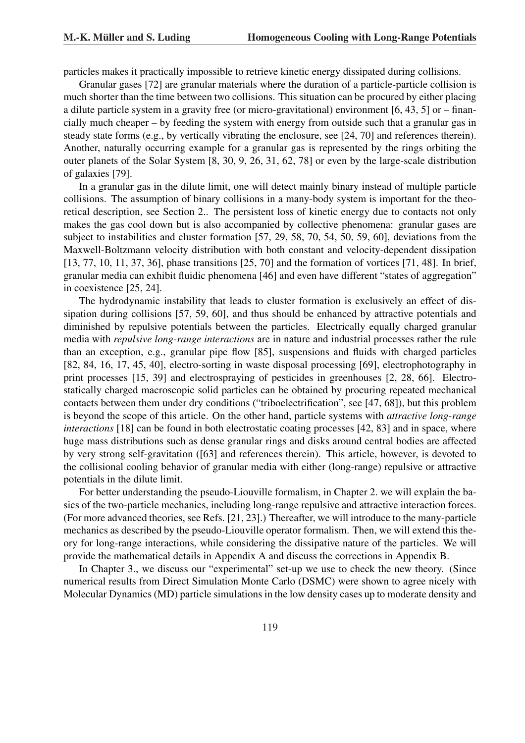particles makes it practically impossible to retrieve kinetic energy dissipated during collisions.

Granular gases [72] are granular materials where the duration of a particle-particle collision is much shorter than the time between two collisions. This situation can be procured by either placing a dilute particle system in a gravity free (or micro-gravitational) environment [6, 43, 5] or – financially much cheaper – by feeding the system with energy from outside such that a granular gas in steady state forms (e.g., by vertically vibrating the enclosure, see [24, 70] and references therein). Another, naturally occurring example for a granular gas is represented by the rings orbiting the outer planets of the Solar System [8, 30, 9, 26, 31, 62, 78] or even by the large-scale distribution of galaxies [79].

In a granular gas in the dilute limit, one will detect mainly binary instead of multiple particle collisions. The assumption of binary collisions in a many-body system is important for the theoretical description, see Section 2.. The persistent loss of kinetic energy due to contacts not only makes the gas cool down but is also accompanied by collective phenomena: granular gases are subject to instabilities and cluster formation [57, 29, 58, 70, 54, 50, 59, 60], deviations from the Maxwell-Boltzmann velocity distribution with both constant and velocity-dependent dissipation [13, 77, 10, 11, 37, 36], phase transitions [25, 70] and the formation of vortices [71, 48]. In brief, granular media can exhibit fluidic phenomena [46] and even have different "states of aggregation" in coexistence [25, 24].

The hydrodynamic instability that leads to cluster formation is exclusively an effect of dissipation during collisions [57, 59, 60], and thus should be enhanced by attractive potentials and diminished by repulsive potentials between the particles. Electrically equally charged granular media with *repulsive long-range interactions* are in nature and industrial processes rather the rule than an exception, e.g., granular pipe flow [85], suspensions and fluids with charged particles [82, 84, 16, 17, 45, 40], electro-sorting in waste disposal processing [69], electrophotography in print processes [15, 39] and electrospraying of pesticides in greenhouses [2, 28, 66]. Electrostatically charged macroscopic solid particles can be obtained by procuring repeated mechanical contacts between them under dry conditions ("triboelectrification", see [47, 68]), but this problem is beyond the scope of this article. On the other hand, particle systems with *attractive long-range interactions* [18] can be found in both electrostatic coating processes [42, 83] and in space, where huge mass distributions such as dense granular rings and disks around central bodies are affected by very strong self-gravitation ([63] and references therein). This article, however, is devoted to the collisional cooling behavior of granular media with either (long-range) repulsive or attractive potentials in the dilute limit.

For better understanding the pseudo-Liouville formalism, in Chapter 2. we will explain the basics of the two-particle mechanics, including long-range repulsive and attractive interaction forces. (For more advanced theories, see Refs. [21, 23].) Thereafter, we will introduce to the many-particle mechanics as described by the pseudo-Liouville operator formalism. Then, we will extend this theory for long-range interactions, while considering the dissipative nature of the particles. We will provide the mathematical details in Appendix A and discuss the corrections in Appendix B.

In Chapter 3., we discuss our "experimental" set-up we use to check the new theory. (Since numerical results from Direct Simulation Monte Carlo (DSMC) were shown to agree nicely with Molecular Dynamics (MD) particle simulations in the low density cases up to moderate density and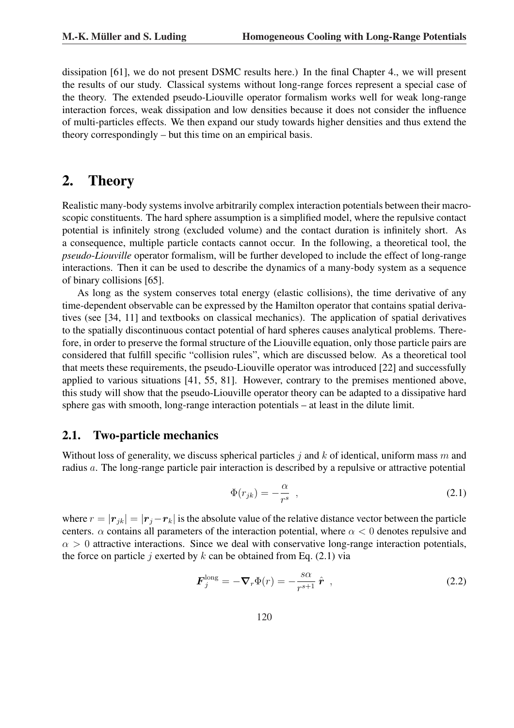dissipation [61], we do not present DSMC results here.) In the final Chapter 4., we will present the results of our study. Classical systems without long-range forces represent a special case of the theory. The extended pseudo-Liouville operator formalism works well for weak long-range interaction forces, weak dissipation and low densities because it does not consider the influence of multi-particles effects. We then expand our study towards higher densities and thus extend the theory correspondingly – but this time on an empirical basis.

# 2. Theory

Realistic many-body systems involve arbitrarily complex interaction potentials between their macroscopic constituents. The hard sphere assumption is a simplified model, where the repulsive contact potential is infinitely strong (excluded volume) and the contact duration is infinitely short. As a consequence, multiple particle contacts cannot occur. In the following, a theoretical tool, the *pseudo-Liouville* operator formalism, will be further developed to include the effect of long-range interactions. Then it can be used to describe the dynamics of a many-body system as a sequence of binary collisions [65].

As long as the system conserves total energy (elastic collisions), the time derivative of any time-dependent observable can be expressed by the Hamilton operator that contains spatial derivatives (see [34, 11] and textbooks on classical mechanics). The application of spatial derivatives to the spatially discontinuous contact potential of hard spheres causes analytical problems. Therefore, in order to preserve the formal structure of the Liouville equation, only those particle pairs are considered that fulfill specific "collision rules", which are discussed below. As a theoretical tool that meets these requirements, the pseudo-Liouville operator was introduced [22] and successfully applied to various situations [41, 55, 81]. However, contrary to the premises mentioned above, this study will show that the pseudo-Liouville operator theory can be adapted to a dissipative hard sphere gas with smooth, long-range interaction potentials – at least in the dilute limit.

## 2.1. Two-particle mechanics

Without loss of generality, we discuss spherical particles $j$ and $k$ of identical, uniform mass $m$ and radius $a$. The long-range particle pair interaction is described by a repulsive or attractive potential

$$\Phi(r_{jk}) = -\frac{\alpha}{r^s} \quad , \tag{2.1}$$

where $r = |\boldsymbol{r}_{jk}| = |\boldsymbol{r}_j - \boldsymbol{r}_k|$ is the absolute value of the relative distance vector between the particle centers. $\alpha$ contains all parameters of the interaction potential, where $\alpha < 0$ denotes repulsive and $\alpha > 0$ attractive interactions. Since we deal with conservative long-range interaction potentials, the force on particle $j$ exerted by $k$ can be obtained from Eq. (2.1) via

$$\boldsymbol{F}_j^{\text{long}} = -\boldsymbol{\nabla}_r \Phi(r) = -\frac{s\alpha}{r^{s+1}}\, \hat{\boldsymbol{r}} \quad , \tag{2.2}$$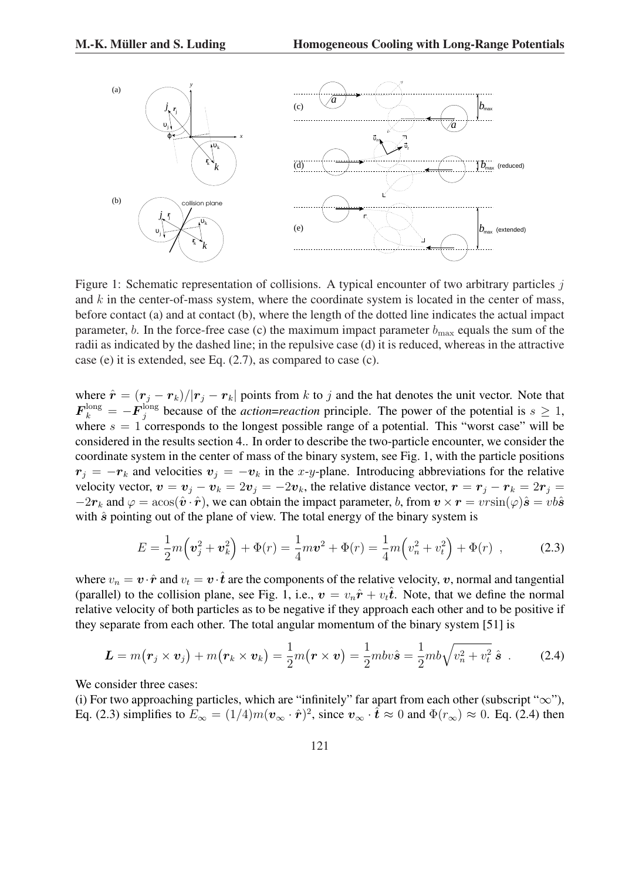Figure 1: Schematic representation of collisions. A typical encounter of two arbitrary particles $j$ and $k$ in the center-of-mass system, where the coordinate system is located in the center of mass, before contact (a) and at contact (b), where the length of the dotted line indicates the actual impact parameter, $b$. In the force-free case (c) the maximum impact parameter $b_{\max}$ equals the sum of the radii as indicated by the dashed line; in the repulsive case (d) it is reduced, whereas in the attractive case (e) it is extended, see Eq. (2.7), as compared to case (c).

where $\hat{\boldsymbol{r}} = (\boldsymbol{r}_j - \boldsymbol{r}_k)/|\boldsymbol{r}_j - \boldsymbol{r}_k|$ points from $k$ to $j$ and the hat denotes the unit vector. Note that $\boldsymbol{F}_k^{\text{long}} = -\boldsymbol{F}_j^{\text{long}}$ because of the *action=reaction* principle. The power of the potential is $s \geq 1$, where $s = 1$ corresponds to the longest possible range of a potential. This "worst case" will be considered in the results section 4.. In order to describe the two-particle encounter, we consider the coordinate system in the center of mass of the binary system, see Fig. 1, with the particle positions $\boldsymbol{r}_j = -\boldsymbol{r}_k$ and velocities $\boldsymbol{v}_j = -\boldsymbol{v}_k$ in the $x$-$y$-plane. Introducing abbreviations for the relative velocity vector, $\boldsymbol{v} = \boldsymbol{v}_j - \boldsymbol{v}_k = 2\boldsymbol{v}_j = -2\boldsymbol{v}_k$, the relative distance vector, $\boldsymbol{r} = \boldsymbol{r}_j - \boldsymbol{r}_k = 2\boldsymbol{r}_j = -2\boldsymbol{r}_k$ and $\varphi = \text{acos}(\hat{\boldsymbol{v}} \cdot \hat{\boldsymbol{r}})$, we can obtain the impact parameter, $b$, from $\boldsymbol{v} \times \boldsymbol{r} = vr\sin(\varphi)\hat{\boldsymbol{s}} = vb\hat{\boldsymbol{s}}$ with $\hat{\boldsymbol{s}}$ pointing out of the plane of view. The total energy of the binary system is

$$E = \frac{1}{2}m\Big(\boldsymbol{v}_j^2 + \boldsymbol{v}_k^2\Big) + \Phi(r) = \frac{1}{4}m\boldsymbol{v}^2 + \Phi(r) = \frac{1}{4}m\Big(v_n^2 + v_t^2\Big) + \Phi(r) \ , \tag{2.3}$$

where $v_n = \boldsymbol{v} \cdot \hat{\boldsymbol{r}}$ and $v_t = \boldsymbol{v} \cdot \hat{\boldsymbol{t}}$ are the components of the relative velocity, $\boldsymbol{v}$, normal and tangential (parallel) to the collision plane, see Fig. 1, i.e., $\boldsymbol{v} = v_n\hat{\boldsymbol{r}} + v_t\hat{\boldsymbol{t}}$. Note, that we define the normal relative velocity of both particles as to be negative if they approach each other and to be positive if they separate from each other. The total angular momentum of the binary system [51] is

$$\boldsymbol{L} = m\big(\boldsymbol{r}_j \times \boldsymbol{v}_j\big) + m\big(\boldsymbol{r}_k \times \boldsymbol{v}_k\big) = \frac{1}{2}m\big(\boldsymbol{r} \times \boldsymbol{v}\big) = \frac{1}{2}mbv\hat{\boldsymbol{s}} = \frac{1}{2}mb\sqrt{v_n^2 + v_t^2}\ \hat{\boldsymbol{s}} \ . \tag{2.4}$$

We consider three cases:
(i) For two approaching particles, which are "infinitely" far apart from each other (subscript "$\infty$"), Eq. (2.3) simplifies to $E_\infty = (1/4)m(\boldsymbol{v}_\infty \cdot \hat{\boldsymbol{r}})^2$, since $\boldsymbol{v}_\infty \cdot \hat{\boldsymbol{t}} \approx 0$ and $\Phi(r_\infty) \approx 0$. Eq. (2.4) then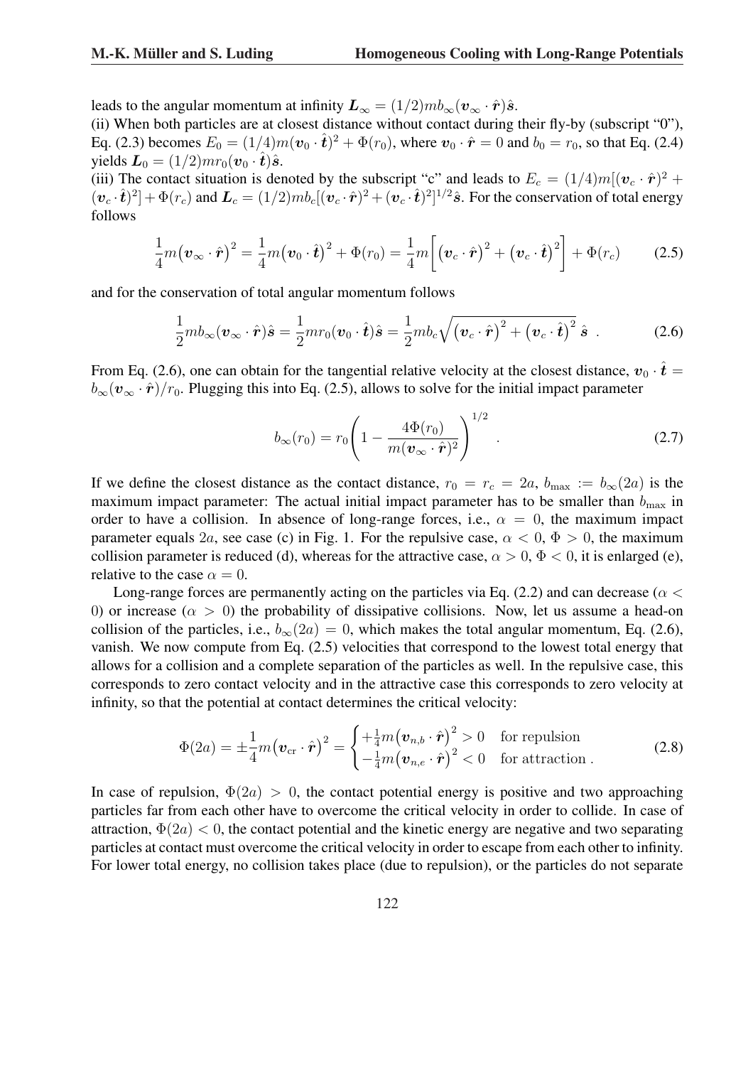leads to the angular momentum at infinity $\boldsymbol{L}_\infty = (1/2) m b_\infty (\boldsymbol{v}_\infty \cdot \hat{\boldsymbol{r}})\hat{\boldsymbol{s}}$.

(ii) When both particles are at closest distance without contact during their fly-by (subscript "0"), Eq. (2.3) becomes $E_0 = (1/4)m(\boldsymbol{v}_0 \cdot \hat{\boldsymbol{t}})^2 + \Phi(r_0)$, where $\boldsymbol{v}_0 \cdot \hat{\boldsymbol{r}} = 0$ and $b_0 = r_0$, so that Eq. (2.4) yields $\boldsymbol{L}_0 = (1/2) m r_0 (\boldsymbol{v}_0 \cdot \hat{\boldsymbol{t}})\hat{\boldsymbol{s}}$.

(iii) The contact situation is denoted by the subscript "c" and leads to $E_c = (1/4)m[(\boldsymbol{v}_c \cdot \hat{\boldsymbol{r}})^2 + (\boldsymbol{v}_c \cdot \hat{\boldsymbol{t}})^2] + \Phi(r_c)$ and $\boldsymbol{L}_c = (1/2) m b_c [(\boldsymbol{v}_c \cdot \hat{\boldsymbol{r}})^2 + (\boldsymbol{v}_c \cdot \hat{\boldsymbol{t}})^2]^{1/2}\hat{\boldsymbol{s}}$. For the conservation of total energy follows

$$\frac{1}{4} m \big(\boldsymbol{v}_\infty \cdot \hat{\boldsymbol{r}}\big)^2 = \frac{1}{4} m \big(\boldsymbol{v}_0 \cdot \hat{\boldsymbol{t}}\big)^2 + \Phi(r_0) = \frac{1}{4} m \bigg[\big(\boldsymbol{v}_c \cdot \hat{\boldsymbol{r}}\big)^2 + \big(\boldsymbol{v}_c \cdot \hat{\boldsymbol{t}}\big)^2\bigg] + \Phi(r_c) \tag{2.5}$$

and for the conservation of total angular momentum follows

$$\frac{1}{2} m b_\infty (\boldsymbol{v}_\infty \cdot \hat{\boldsymbol{r}})\hat{\boldsymbol{s}} = \frac{1}{2} m r_0 (\boldsymbol{v}_0 \cdot \hat{\boldsymbol{t}})\hat{\boldsymbol{s}} = \frac{1}{2} m b_c \sqrt{\big(\boldsymbol{v}_c \cdot \hat{\boldsymbol{r}}\big)^2 + \big(\boldsymbol{v}_c \cdot \hat{\boldsymbol{t}}\big)^2}\ \hat{\boldsymbol{s}}\ . \tag{2.6}$$

From Eq. (2.6), one can obtain for the tangential relative velocity at the closest distance, $\boldsymbol{v}_0 \cdot \hat{\boldsymbol{t}} = b_\infty (\boldsymbol{v}_\infty \cdot \hat{\boldsymbol{r}})/r_0$. Plugging this into Eq. (2.5), allows to solve for the initial impact parameter

$$b_\infty(r_0) = r_0 \left(1 - \frac{4\Phi(r_0)}{m(\boldsymbol{v}_\infty \cdot \hat{\boldsymbol{r}})^2}\right)^{1/2} . \tag{2.7}$$

If we define the closest distance as the contact distance, $r_0 = r_c = 2a$, $b_{\max} := b_\infty(2a)$ is the maximum impact parameter: The actual initial impact parameter has to be smaller than $b_{\max}$ in order to have a collision. In absence of long-range forces, i.e., $\alpha = 0$, the maximum impact parameter equals $2a$, see case (c) in Fig. 1. For the repulsive case, $\alpha < 0$, $\Phi > 0$, the maximum collision parameter is reduced (d), whereas for the attractive case, $\alpha > 0$, $\Phi < 0$, it is enlarged (e), relative to the case $\alpha = 0$.

Long-range forces are permanently acting on the particles via Eq. (2.2) and can decrease ($\alpha < 0$) or increase ($\alpha > 0$) the probability of dissipative collisions. Now, let us assume a head-on collision of the particles, i.e., $b_\infty(2a) = 0$, which makes the total angular momentum, Eq. (2.6), vanish. We now compute from Eq. (2.5) velocities that correspond to the lowest total energy that allows for a collision and a complete separation of the particles as well. In the repulsive case, this corresponds to zero contact velocity and in the attractive case this corresponds to zero velocity at infinity, so that the potential at contact determines the critical velocity:

$$\Phi(2a) = \pm \frac{1}{4} m \big(\boldsymbol{v}_{\rm cr} \cdot \hat{\boldsymbol{r}}\big)^2 = \begin{cases} +\frac{1}{4} m \big(\boldsymbol{v}_{n,b} \cdot \hat{\boldsymbol{r}}\big)^2 > 0 & \text{for repulsion} \\ -\frac{1}{4} m \big(\boldsymbol{v}_{n,e} \cdot \hat{\boldsymbol{r}}\big)^2 < 0 & \text{for attraction}\ . \end{cases} \tag{2.8}$$

In case of repulsion, $\Phi(2a) > 0$, the contact potential energy is positive and two approaching particles far from each other have to overcome the critical velocity in order to collide. In case of attraction, $\Phi(2a) < 0$, the contact potential and the kinetic energy are negative and two separating particles at contact must overcome the critical velocity in order to escape from each other to infinity. For lower total energy, no collision takes place (due to repulsion), or the particles do not separate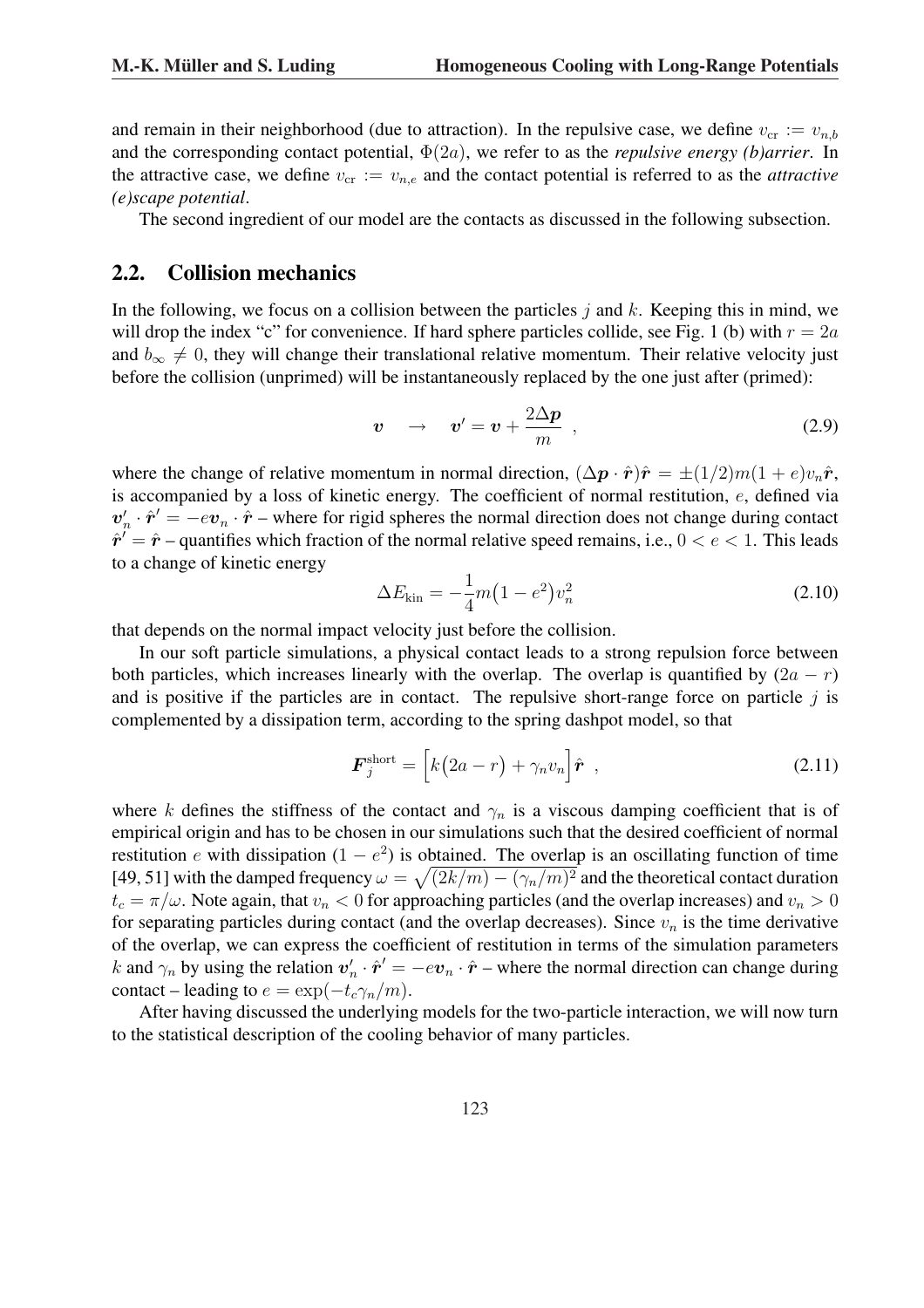and remain in their neighborhood (due to attraction). In the repulsive case, we define $v_{\rm cr} := v_{n,b}$ and the corresponding contact potential, $\Phi(2a)$, we refer to as the *repulsive energy (b)arrier*. In the attractive case, we define $v_{\rm cr} := v_{n,e}$ and the contact potential is referred to as the *attractive (e)scape potential*.

The second ingredient of our model are the contacts as discussed in the following subsection.

## 2.2. Collision mechanics

In the following, we focus on a collision between the particles $j$ and $k$. Keeping this in mind, we will drop the index "c" for convenience. If hard sphere particles collide, see Fig. 1 (b) with $r = 2a$ and $b_\infty \neq 0$, they will change their translational relative momentum. Their relative velocity just before the collision (unprimed) will be instantaneously replaced by the one just after (primed):

$$\boldsymbol{v} \quad \rightarrow \quad \boldsymbol{v}' = \boldsymbol{v} + \frac{2\Delta \boldsymbol{p}}{m} \ , \tag{2.9}$$

where the change of relative momentum in normal direction, $(\Delta \boldsymbol{p} \cdot \hat{\boldsymbol{r}})\hat{\boldsymbol{r}} = \pm(1/2)m(1+e)v_n\hat{\boldsymbol{r}}$, is accompanied by a loss of kinetic energy. The coefficient of normal restitution, $e$, defined via $\boldsymbol{v}_n' \cdot \hat{\boldsymbol{r}}' = -e\boldsymbol{v}_n \cdot \hat{\boldsymbol{r}}$ – where for rigid spheres the normal direction does not change during contact $\hat{\boldsymbol{r}}' = \hat{\boldsymbol{r}}$ – quantifies which fraction of the normal relative speed remains, i.e., $0 < e < 1$. This leads to a change of kinetic energy

$$\Delta E_{\rm kin} = -\frac{1}{4}m\big(1-e^2\big)v_n^2 \tag{2.10}$$

that depends on the normal impact velocity just before the collision.

In our soft particle simulations, a physical contact leads to a strong repulsion force between both particles, which increases linearly with the overlap. The overlap is quantified by $(2a - r)$ and is positive if the particles are in contact. The repulsive short-range force on particle $j$ is complemented by a dissipation term, according to the spring dashpot model, so that

$$\boldsymbol{F}_j^{\rm short} = \Big[k\big(2a - r\big) + \gamma_n v_n\Big]\hat{\boldsymbol{r}} \ , \tag{2.11}$$

where $k$ defines the stiffness of the contact and $\gamma_n$ is a viscous damping coefficient that is of empirical origin and has to be chosen in our simulations such that the desired coefficient of normal restitution $e$ with dissipation $(1 - e^2)$ is obtained. The overlap is an oscillating function of time [49, 51] with the damped frequency $\omega = \sqrt{(2k/m) - (\gamma_n/m)^2}$ and the theoretical contact duration $t_c = \pi/\omega$. Note again, that $v_n < 0$ for approaching particles (and the overlap increases) and $v_n > 0$ for separating particles during contact (and the overlap decreases). Since $v_n$ is the time derivative of the overlap, we can express the coefficient of restitution in terms of the simulation parameters $k$ and $\gamma_n$ by using the relation $\boldsymbol{v}_n' \cdot \hat{\boldsymbol{r}}' = -e\boldsymbol{v}_n \cdot \hat{\boldsymbol{r}}$ – where the normal direction can change during contact – leading to $e = \exp(-t_c\gamma_n/m)$.

After having discussed the underlying models for the two-particle interaction, we will now turn to the statistical description of the cooling behavior of many particles.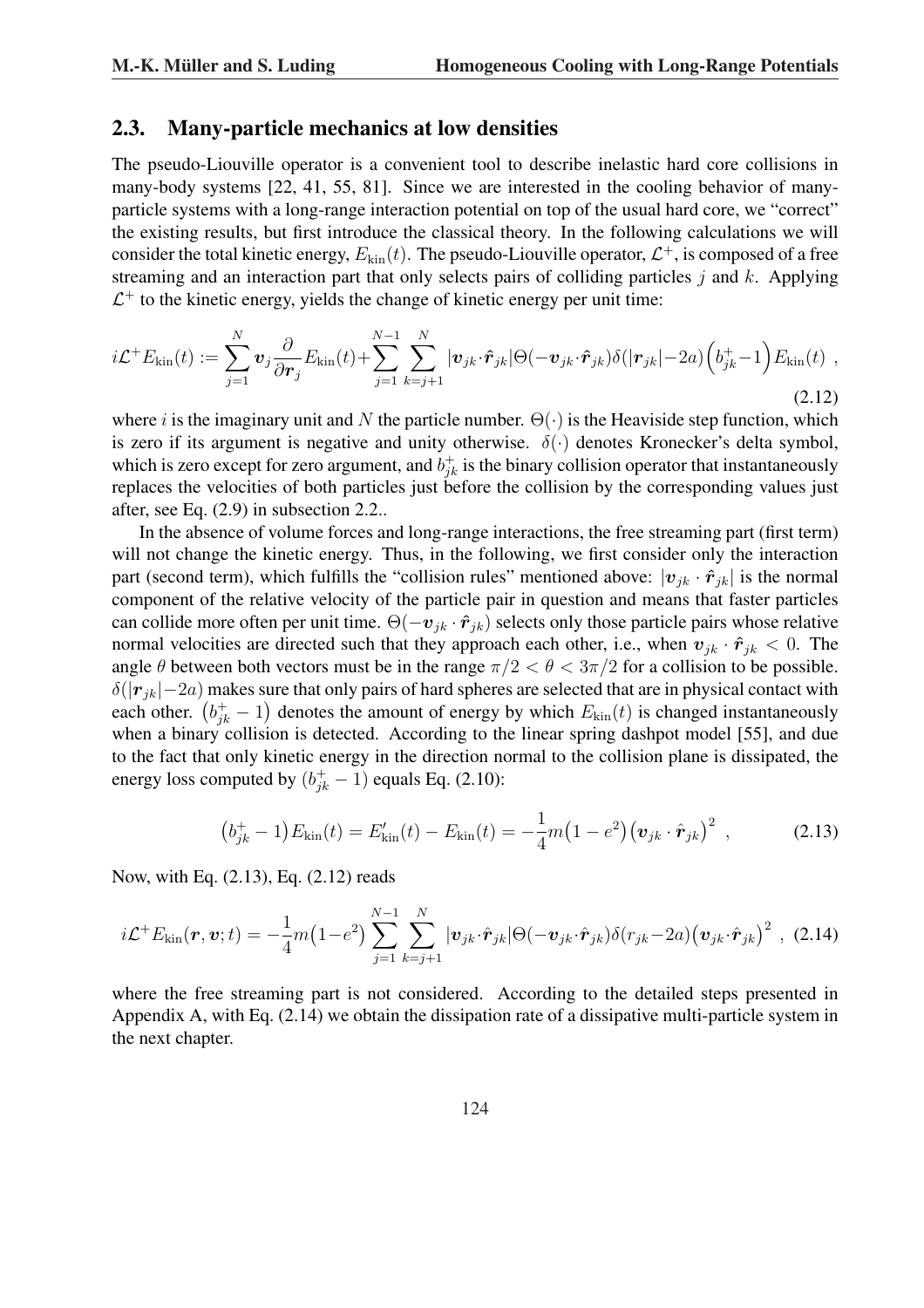## 2.3. Many-particle mechanics at low densities

The pseudo-Liouville operator is a convenient tool to describe inelastic hard core collisions in many-body systems [22, 41, 55, 81]. Since we are interested in the cooling behavior of many-particle systems with a long-range interaction potential on top of the usual hard core, we "correct" the existing results, but first introduce the classical theory. In the following calculations we will consider the total kinetic energy, $E_{\rm kin}(t)$. The pseudo-Liouville operator, $\mathcal{L}^+$, is composed of a free streaming and an interaction part that only selects pairs of colliding particles $j$ and $k$. Applying $\mathcal{L}^+$ to the kinetic energy, yields the change of kinetic energy per unit time:

$$i\mathcal{L}^+ E_{\rm kin}(t) := \sum_{j=1}^{N} \boldsymbol{v}_j \frac{\partial}{\partial \boldsymbol{r}_j} E_{\rm kin}(t) + \sum_{j=1}^{N-1} \sum_{k=j+1}^{N} |\boldsymbol{v}_{jk} \cdot \hat{\boldsymbol{r}}_{jk}| \Theta(-\boldsymbol{v}_{jk} \cdot \hat{\boldsymbol{r}}_{jk}) \delta(|\boldsymbol{r}_{jk}| - 2a) \Big( b_{jk}^{+} - 1 \Big) E_{\rm kin}(t) \ , \tag{2.12}$$

where $i$ is the imaginary unit and $N$ the particle number. $\Theta(\cdot)$ is the Heaviside step function, which is zero if its argument is negative and unity otherwise. $\delta(\cdot)$ denotes Kronecker's delta symbol, which is zero except for zero argument, and $b_{jk}^{+}$ is the binary collision operator that instantaneously replaces the velocities of both particles just before the collision by the corresponding values just after, see Eq. (2.9) in subsection 2.2..

In the absence of volume forces and long-range interactions, the free streaming part (first term) will not change the kinetic energy. Thus, in the following, we first consider only the interaction part (second term), which fulfills the "collision rules" mentioned above: $|\boldsymbol{v}_{jk} \cdot \hat{\boldsymbol{r}}_{jk}|$ is the normal component of the relative velocity of the particle pair in question and means that faster particles can collide more often per unit time. $\Theta(-\boldsymbol{v}_{jk} \cdot \hat{\boldsymbol{r}}_{jk})$ selects only those particle pairs whose relative normal velocities are directed such that they approach each other, i.e., when $\boldsymbol{v}_{jk} \cdot \hat{\boldsymbol{r}}_{jk} < 0$. The angle $\theta$ between both vectors must be in the range $\pi/2 < \theta < 3\pi/2$ for a collision to be possible. $\delta(|\boldsymbol{r}_{jk}| - 2a)$ makes sure that only pairs of hard spheres are selected that are in physical contact with each other. $\big(b_{jk}^{+} - 1\big)$ denotes the amount of energy by which $E_{\rm kin}(t)$ is changed instantaneously when a binary collision is detected. According to the linear spring dashpot model [55], and due to the fact that only kinetic energy in the direction normal to the collision plane is dissipated, the energy loss computed by $(b_{jk}^{+} - 1)$ equals Eq. (2.10):

$$\big(b_{jk}^{+} - 1\big) E_{\rm kin}(t) = E'_{\rm kin}(t) - E_{\rm kin}(t) = -\frac{1}{4} m \big(1 - e^2\big) \big(\boldsymbol{v}_{jk} \cdot \hat{\boldsymbol{r}}_{jk}\big)^2 \ , \tag{2.13}$$

Now, with Eq. (2.13), Eq. (2.12) reads

$$i\mathcal{L}^+ E_{\rm kin}(\boldsymbol{r}, \boldsymbol{v}; t) = -\frac{1}{4} m \big(1 - e^2\big) \sum_{j=1}^{N-1} \sum_{k=j+1}^{N} |\boldsymbol{v}_{jk} \cdot \hat{\boldsymbol{r}}_{jk}| \Theta(-\boldsymbol{v}_{jk} \cdot \hat{\boldsymbol{r}}_{jk}) \delta(r_{jk} - 2a) \big(\boldsymbol{v}_{jk} \cdot \hat{\boldsymbol{r}}_{jk}\big)^2 \ , \tag{2.14}$$

where the free streaming part is not considered. According to the detailed steps presented in Appendix A, with Eq. (2.14) we obtain the dissipation rate of a dissipative multi-particle system in the next chapter.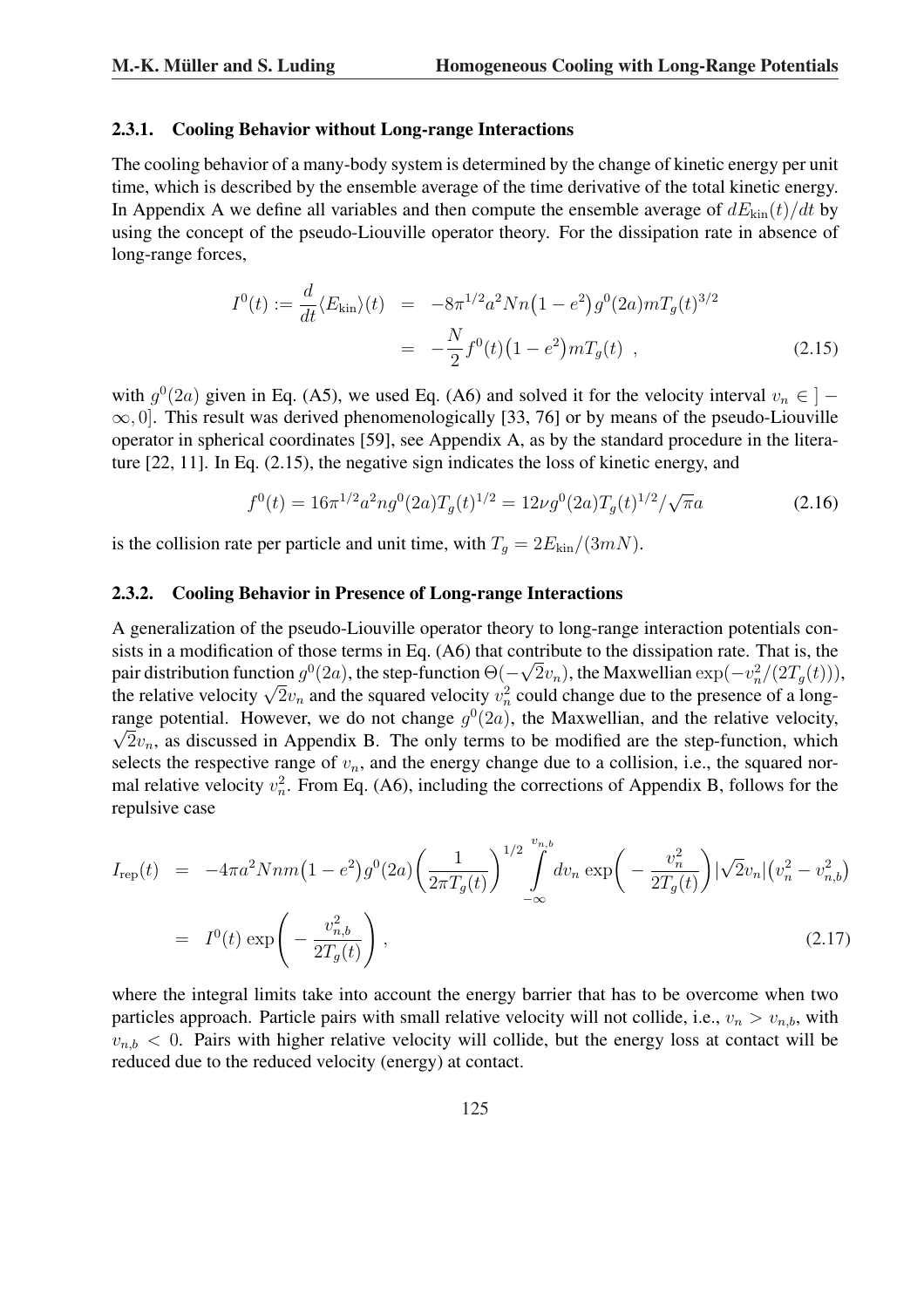### 2.3.1. Cooling Behavior without Long-range Interactions

The cooling behavior of a many-body system is determined by the change of kinetic energy per unit time, which is described by the ensemble average of the time derivative of the total kinetic energy. In Appendix A we define all variables and then compute the ensemble average of $dE_{\rm kin}(t)/dt$ by using the concept of the pseudo-Liouville operator theory. For the dissipation rate in absence of long-range forces,

$$
\begin{aligned}
I^0(t) := \frac{d}{dt}\langle E_{\rm kin}\rangle(t) &= -8\pi^{1/2}a^2 Nn\big(1-e^2\big)g^0(2a)mT_g(t)^{3/2} \\
&= -\frac{N}{2}f^0(t)\big(1-e^2\big)mT_g(t) \ , \qquad (2.15)
\end{aligned}
$$

with $g^0(2a)$ given in Eq. (A5), we used Eq. (A6) and solved it for the velocity interval $v_n \in ]-\infty, 0]$. This result was derived phenomenologically [33, 76] or by means of the pseudo-Liouville operator in spherical coordinates [59], see Appendix A, as by the standard procedure in the literature [22, 11]. In Eq. (2.15), the negative sign indicates the loss of kinetic energy, and

$$
f^0(t) = 16\pi^{1/2}a^2 n g^0(2a)T_g(t)^{1/2} = 12\nu g^0(2a)T_g(t)^{1/2}/\sqrt{\pi}a \qquad (2.16)
$$

is the collision rate per particle and unit time, with $T_g = 2E_{\rm kin}/(3mN)$.

### 2.3.2. Cooling Behavior in Presence of Long-range Interactions

A generalization of the pseudo-Liouville operator theory to long-range interaction potentials consists in a modification of those terms in Eq. (A6) that contribute to the dissipation rate. That is, the pair distribution function $g^0(2a)$, the step-function $\Theta(-\sqrt{2}v_n)$, the Maxwellian $\exp(-v_n^2/(2T_g(t)))$, the relative velocity $\sqrt{2}v_n$ and the squared velocity $v_n^2$ could change due to the presence of a long-range potential. However, we do not change $g^0(2a)$, the Maxwellian, and the relative velocity, $\sqrt{2}v_n$, as discussed in Appendix B. The only terms to be modified are the step-function, which selects the respective range of $v_n$, and the energy change due to a collision, i.e., the squared normal relative velocity $v_n^2$. From Eq. (A6), including the corrections of Appendix B, follows for the repulsive case

$$
\begin{aligned}
I_{\rm rep}(t) &= -4\pi a^2 Nnm\big(1-e^2\big)g^0(2a)\left(\frac{1}{2\pi T_g(t)}\right)^{1/2}\int_{-\infty}^{v_{n,b}} dv_n \exp\left(-\frac{v_n^2}{2T_g(t)}\right)|\sqrt{2}v_n|\big(v_n^2 - v_{n,b}^2\big) \\
&= I^0(t)\exp\left(-\frac{v_{n,b}^2}{2T_g(t)}\right) , \qquad (2.17)
\end{aligned}
$$

where the integral limits take into account the energy barrier that has to be overcome when two particles approach. Particle pairs with small relative velocity will not collide, i.e., $v_n > v_{n,b}$, with $v_{n,b} < 0$. Pairs with higher relative velocity will collide, but the energy loss at contact will be reduced due to the reduced velocity (energy) at contact.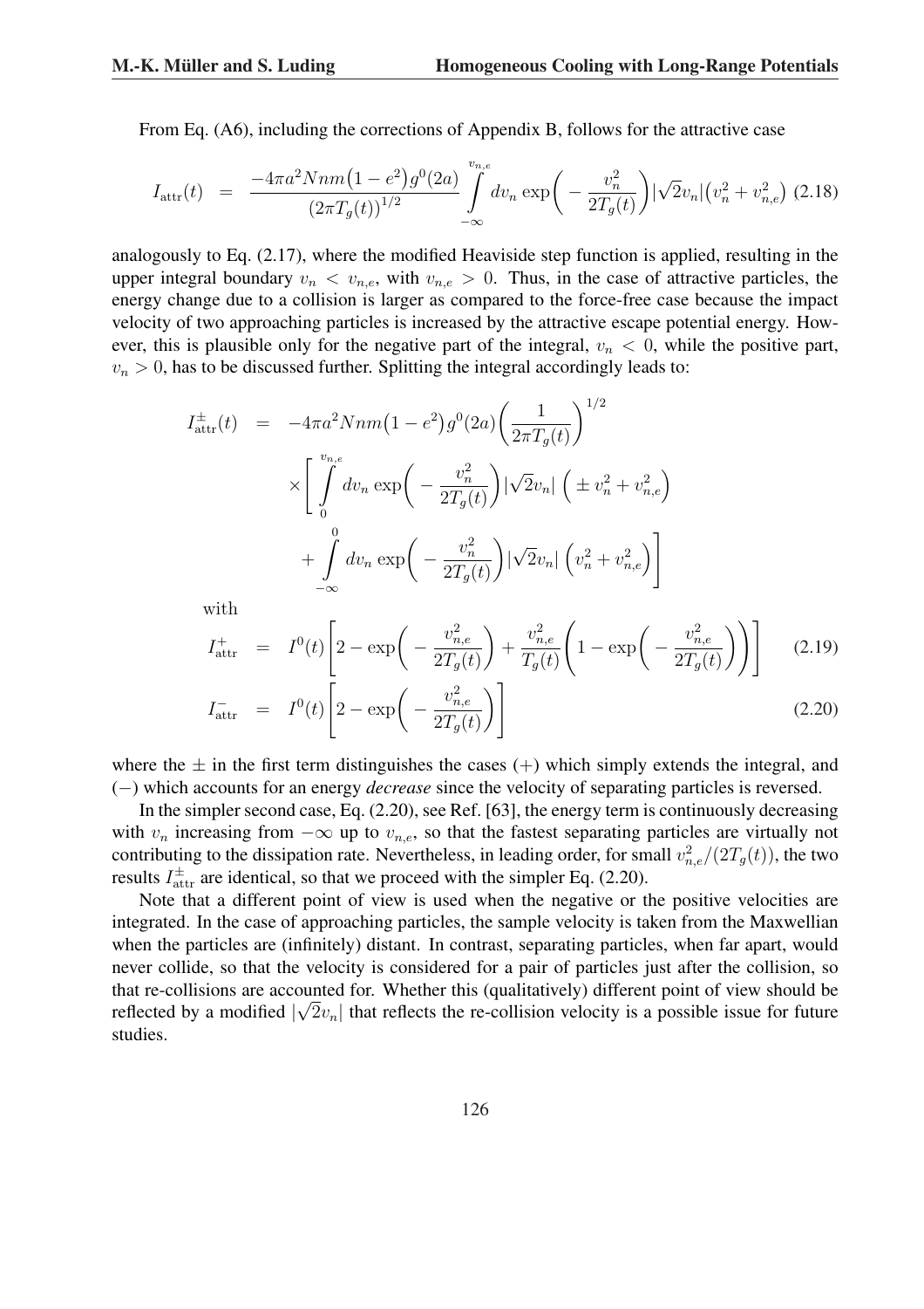From Eq. (A6), including the corrections of Appendix B, follows for the attractive case

$$I_{\rm attr}(t) \;=\; \frac{-4\pi a^2 Nnm\big(1-e^2\big)g^0(2a)}{\big(2\pi T_g(t)\big)^{1/2}} \int\limits_{-\infty}^{v_{n,e}} dv_n \exp\bigg(-\frac{v_n^2}{2T_g(t)}\bigg)|\sqrt{2}v_n|\big(v_n^2+v_{n,e}^2\big) \quad (2.18)$$

analogously to Eq. (2.17), where the modified Heaviside step function is applied, resulting in the upper integral boundary $v_n < v_{n,e}$, with $v_{n,e} > 0$. Thus, in the case of attractive particles, the energy change due to a collision is larger as compared to the force-free case because the impact velocity of two approaching particles is increased by the attractive escape potential energy. However, this is plausible only for the negative part of the integral, $v_n < 0$, while the positive part, $v_n > 0$, has to be discussed further. Splitting the integral accordingly leads to:

$$\begin{aligned}
I^{\pm}_{\rm attr}(t) \;&=\; -4\pi a^2 Nnm\big(1-e^2\big)g^0(2a)\bigg(\frac{1}{2\pi T_g(t)}\bigg)^{1/2} \\
&\quad\times\Bigg[\int\limits_{0}^{v_{n,e}} dv_n \exp\bigg(-\frac{v_n^2}{2T_g(t)}\bigg)|\sqrt{2}v_n|\,\Big(\pm v_n^2+v_{n,e}^2\Big) \\
&\quad+\int\limits_{-\infty}^{0} dv_n \exp\bigg(-\frac{v_n^2}{2T_g(t)}\bigg)|\sqrt{2}v_n|\,\Big(v_n^2+v_{n,e}^2\Big)\Bigg]
\end{aligned}$$

with

$$I^{+}_{\rm attr} \;=\; I^0(t)\Bigg[2-\exp\bigg(-\frac{v_{n,e}^2}{2T_g(t)}\bigg)+\frac{v_{n,e}^2}{T_g(t)}\bigg(1-\exp\bigg(-\frac{v_{n,e}^2}{2T_g(t)}\bigg)\bigg)\Bigg] \quad (2.19)$$

$$I^{-}_{\rm attr} \;=\; I^0(t)\Bigg[2-\exp\bigg(-\frac{v_{n,e}^2}{2T_g(t)}\bigg)\Bigg] \quad (2.20)$$

where the $\pm$ in the first term distinguishes the cases $(+)$ which simply extends the integral, and $(-)$ which accounts for an energy *decrease* since the velocity of separating particles is reversed.

In the simpler second case, Eq. (2.20), see Ref. [63], the energy term is continuously decreasing with $v_n$ increasing from $-\infty$ up to $v_{n,e}$, so that the fastest separating particles are virtually not contributing to the dissipation rate. Nevertheless, in leading order, for small $v_{n,e}^2/(2T_g(t))$, the two results $I^{\pm}_{\rm attr}$ are identical, so that we proceed with the simpler Eq. (2.20).

Note that a different point of view is used when the negative or the positive velocities are integrated. In the case of approaching particles, the sample velocity is taken from the Maxwellian when the particles are (infinitely) distant. In contrast, separating particles, when far apart, would never collide, so that the velocity is considered for a pair of particles just after the collision, so that re-collisions are accounted for. Whether this (qualitatively) different point of view should be reflected by a modified $|\sqrt{2}v_n|$ that reflects the re-collision velocity is a possible issue for future studies.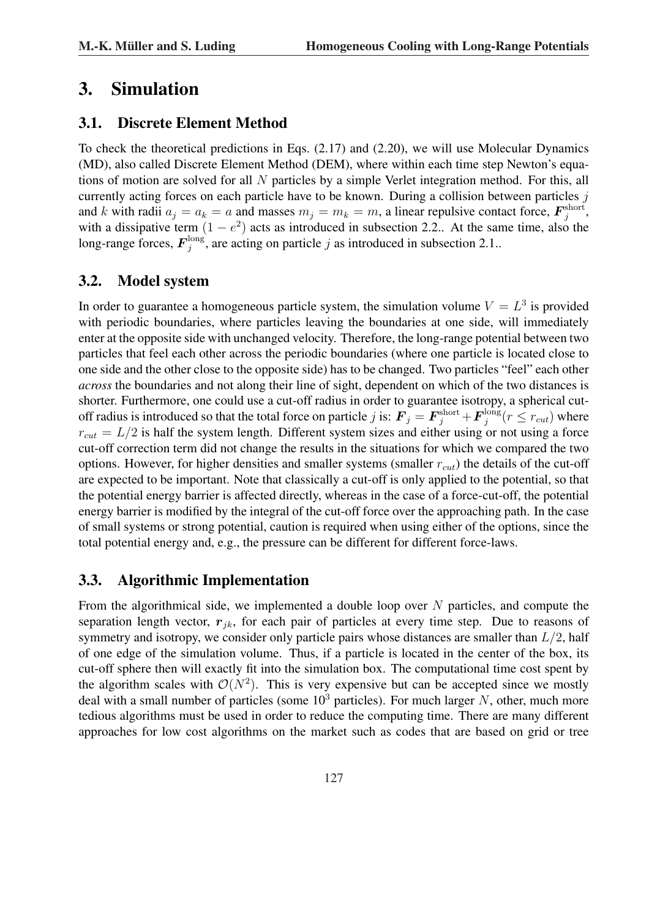# 3. Simulation

## 3.1. Discrete Element Method

To check the theoretical predictions in Eqs. (2.17) and (2.20), we will use Molecular Dynamics (MD), also called Discrete Element Method (DEM), where within each time step Newton's equations of motion are solved for all $N$ particles by a simple Verlet integration method. For this, all currently acting forces on each particle have to be known. During a collision between particles $j$ and $k$ with radii $a_j = a_k = a$ and masses $m_j = m_k = m$, a linear repulsive contact force, $\boldsymbol{F}_j^{\text{short}}$, with a dissipative term $(1 - e^2)$ acts as introduced in subsection 2.2.. At the same time, also the long-range forces, $\boldsymbol{F}_j^{\text{long}}$, are acting on particle $j$ as introduced in subsection 2.1..

## 3.2. Model system

In order to guarantee a homogeneous particle system, the simulation volume $V = L^3$ is provided with periodic boundaries, where particles leaving the boundaries at one side, will immediately enter at the opposite side with unchanged velocity. Therefore, the long-range potential between two particles that feel each other across the periodic boundaries (where one particle is located close to one side and the other close to the opposite side) has to be changed. Two particles "feel" each other *across* the boundaries and not along their line of sight, dependent on which of the two distances is shorter. Furthermore, one could use a cut-off radius in order to guarantee isotropy, a spherical cut-off radius is introduced so that the total force on particle $j$ is: $\boldsymbol{F}_j = \boldsymbol{F}_j^{\text{short}} + \boldsymbol{F}_j^{\text{long}}(r \leq r_{cut})$ where $r_{cut} = L/2$ is half the system length. Different system sizes and either using or not using a force cut-off correction term did not change the results in the situations for which we compared the two options. However, for higher densities and smaller systems (smaller $r_{cut}$) the details of the cut-off are expected to be important. Note that classically a cut-off is only applied to the potential, so that the potential energy barrier is affected directly, whereas in the case of a force-cut-off, the potential energy barrier is modified by the integral of the cut-off force over the approaching path. In the case of small systems or strong potential, caution is required when using either of the options, since the total potential energy and, e.g., the pressure can be different for different force-laws.

## 3.3. Algorithmic Implementation

From the algorithmical side, we implemented a double loop over $N$ particles, and compute the separation length vector, $\boldsymbol{r}_{jk}$, for each pair of particles at every time step. Due to reasons of symmetry and isotropy, we consider only particle pairs whose distances are smaller than $L/2$, half of one edge of the simulation volume. Thus, if a particle is located in the center of the box, its cut-off sphere then will exactly fit into the simulation box. The computational time cost spent by the algorithm scales with $\mathcal{O}(N^2)$. This is very expensive but can be accepted since we mostly deal with a small number of particles (some $10^3$ particles). For much larger $N$, other, much more tedious algorithms must be used in order to reduce the computing time. There are many different approaches for low cost algorithms on the market such as codes that are based on grid or tree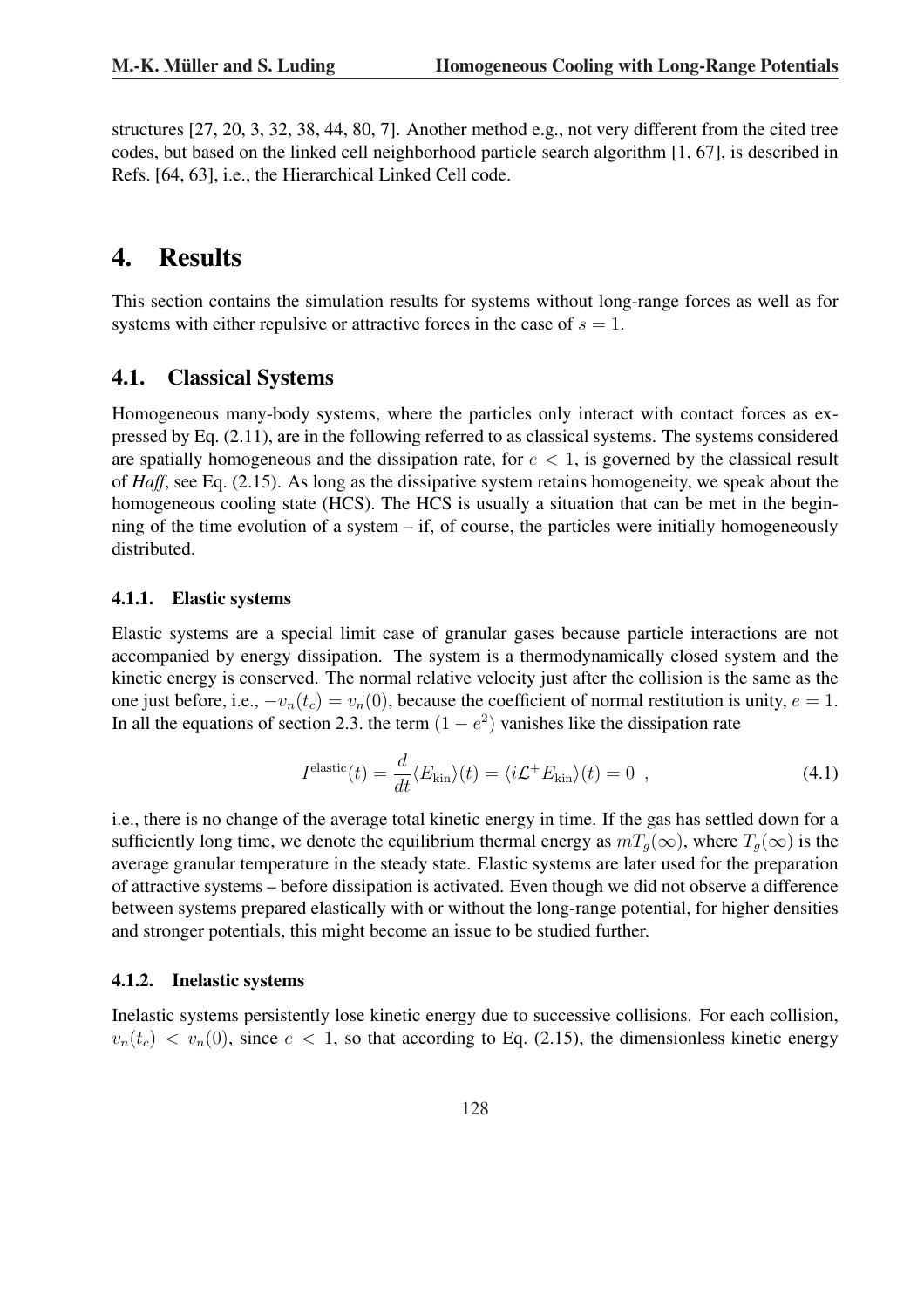structures [27, 20, 3, 32, 38, 44, 80, 7]. Another method e.g., not very different from the cited tree codes, but based on the linked cell neighborhood particle search algorithm [1, 67], is described in Refs. [64, 63], i.e., the Hierarchical Linked Cell code.

# 4. Results

This section contains the simulation results for systems without long-range forces as well as for systems with either repulsive or attractive forces in the case of $s = 1$.

## 4.1. Classical Systems

Homogeneous many-body systems, where the particles only interact with contact forces as expressed by Eq. (2.11), are in the following referred to as classical systems. The systems considered are spatially homogeneous and the dissipation rate, for $e < 1$, is governed by the classical result of *Haff*, see Eq. (2.15). As long as the dissipative system retains homogeneity, we speak about the homogeneous cooling state (HCS). The HCS is usually a situation that can be met in the beginning of the time evolution of a system – if, of course, the particles were initially homogeneously distributed.

### 4.1.1. Elastic systems

Elastic systems are a special limit case of granular gases because particle interactions are not accompanied by energy dissipation. The system is a thermodynamically closed system and the kinetic energy is conserved. The normal relative velocity just after the collision is the same as the one just before, i.e., $-v_n(t_c) = v_n(0)$, because the coefficient of normal restitution is unity, $e = 1$. In all the equations of section 2.3. the term $(1 - e^2)$ vanishes like the dissipation rate

$$I^{\text{elastic}}(t) = \frac{d}{dt}\langle E_{\text{kin}}\rangle(t) = \langle i\mathcal{L}^{+} E_{\text{kin}}\rangle(t) = 0 \ , \tag{4.1}$$

i.e., there is no change of the average total kinetic energy in time. If the gas has settled down for a sufficiently long time, we denote the equilibrium thermal energy as $mT_g(\infty)$, where $T_g(\infty)$ is the average granular temperature in the steady state. Elastic systems are later used for the preparation of attractive systems – before dissipation is activated. Even though we did not observe a difference between systems prepared elastically with or without the long-range potential, for higher densities and stronger potentials, this might become an issue to be studied further.

### 4.1.2. Inelastic systems

Inelastic systems persistently lose kinetic energy due to successive collisions. For each collision, $v_n(t_c) < v_n(0)$, since $e < 1$, so that according to Eq. (2.15), the dimensionless kinetic energy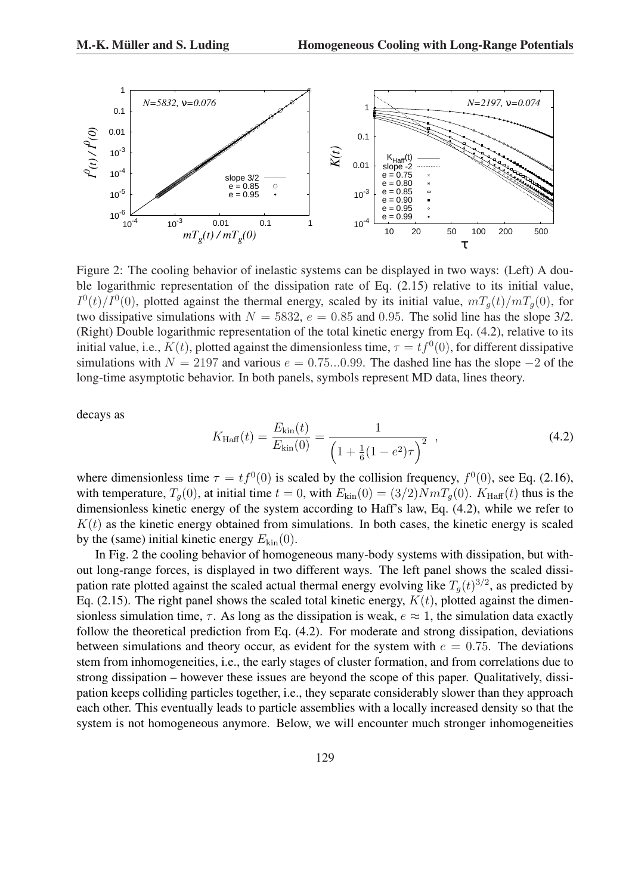Figure 2: The cooling behavior of inelastic systems can be displayed in two ways: (Left) A double logarithmic representation of the dissipation rate of Eq. (2.15) relative to its initial value, $I^0(t)/I^0(0)$, plotted against the thermal energy, scaled by its initial value, $mT_g(t)/mT_g(0)$, for two dissipative simulations with $N = 5832$, $e = 0.85$ and $0.95$. The solid line has the slope 3/2. (Right) Double logarithmic representation of the total kinetic energy from Eq. (4.2), relative to its initial value, i.e., $K(t)$, plotted against the dimensionless time, $\tau = tf^0(0)$, for different dissipative simulations with $N = 2197$ and various $e = 0.75...0.99$. The dashed line has the slope $-2$ of the long-time asymptotic behavior. In both panels, symbols represent MD data, lines theory.

decays as

$$K_{\text{Haff}}(t) = \frac{E_{\text{kin}}(t)}{E_{\text{kin}}(0)} = \frac{1}{\left(1 + \frac{1}{6}(1-e^2)\tau\right)^2} \quad , \tag{4.2}$$

where dimensionless time $\tau = tf^0(0)$ is scaled by the collision frequency, $f^0(0)$, see Eq. (2.16), with temperature, $T_g(0)$, at initial time $t = 0$, with $E_{\text{kin}}(0) = (3/2)NmT_g(0)$. $K_{\text{Haff}}(t)$ thus is the dimensionless kinetic energy of the system according to Haff's law, Eq. (4.2), while we refer to $K(t)$ as the kinetic energy obtained from simulations. In both cases, the kinetic energy is scaled by the (same) initial kinetic energy $E_{\text{kin}}(0)$.

In Fig. 2 the cooling behavior of homogeneous many-body systems with dissipation, but without long-range forces, is displayed in two different ways. The left panel shows the scaled dissipation rate plotted against the scaled actual thermal energy evolving like $T_g(t)^{3/2}$, as predicted by Eq. (2.15). The right panel shows the scaled total kinetic energy, $K(t)$, plotted against the dimensionless simulation time, $\tau$. As long as the dissipation is weak, $e \approx 1$, the simulation data exactly follow the theoretical prediction from Eq. (4.2). For moderate and strong dissipation, deviations between simulations and theory occur, as evident for the system with $e = 0.75$. The deviations stem from inhomogeneities, i.e., the early stages of cluster formation, and from correlations due to strong dissipation – however these issues are beyond the scope of this paper. Qualitatively, dissipation keeps colliding particles together, i.e., they separate considerably slower than they approach each other. This eventually leads to particle assemblies with a locally increased density so that the system is not homogeneous anymore. Below, we will encounter much stronger inhomogeneities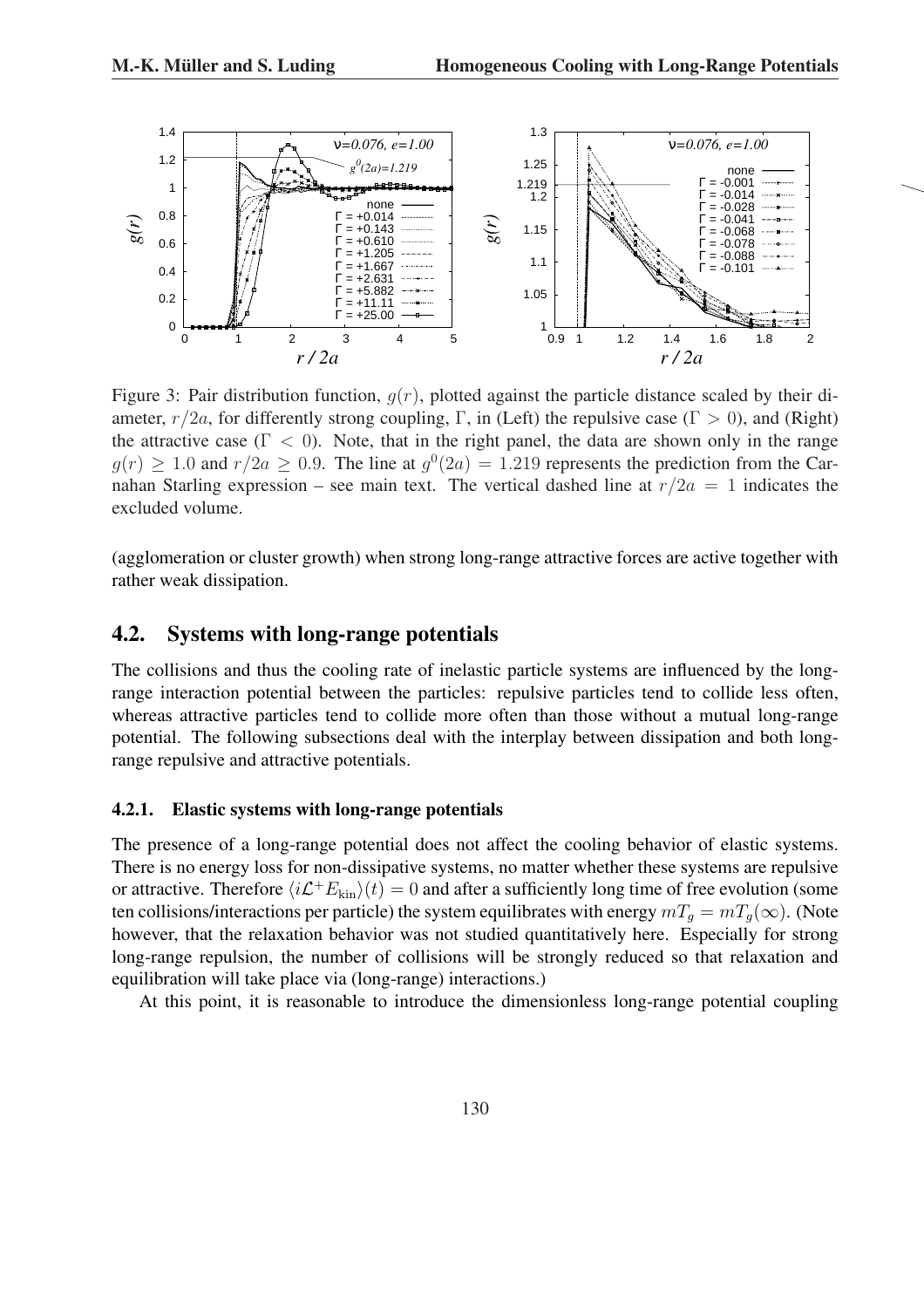Figure 3: Pair distribution function, $g(r)$, plotted against the particle distance scaled by their diameter, $r/2a$, for differently strong coupling, $\Gamma$, in (Left) the repulsive case ($\Gamma > 0$), and (Right) the attractive case ($\Gamma < 0$). Note, that in the right panel, the data are shown only in the range $g(r) \geq 1.0$ and $r/2a \geq 0.9$. The line at $g^0(2a) = 1.219$ represents the prediction from the Carnahan Starling expression – see main text. The vertical dashed line at $r/2a = 1$ indicates the excluded volume.

(agglomeration or cluster growth) when strong long-range attractive forces are active together with rather weak dissipation.

## 4.2. Systems with long-range potentials

The collisions and thus the cooling rate of inelastic particle systems are influenced by the long-range interaction potential between the particles: repulsive particles tend to collide less often, whereas attractive particles tend to collide more often than those without a mutual long-range potential. The following subsections deal with the interplay between dissipation and both long-range repulsive and attractive potentials.

### 4.2.1. Elastic systems with long-range potentials

The presence of a long-range potential does not affect the cooling behavior of elastic systems. There is no energy loss for non-dissipative systems, no matter whether these systems are repulsive or attractive. Therefore $\langle i\mathcal{L}^+ E_{\text{kin}}\rangle(t) = 0$ and after a sufficiently long time of free evolution (some ten collisions/interactions per particle) the system equilibrates with energy $mT_g = mT_g(\infty)$. (Note however, that the relaxation behavior was not studied quantitatively here. Especially for strong long-range repulsion, the number of collisions will be strongly reduced so that relaxation and equilibration will take place via (long-range) interactions.)

At this point, it is reasonable to introduce the dimensionless long-range potential coupling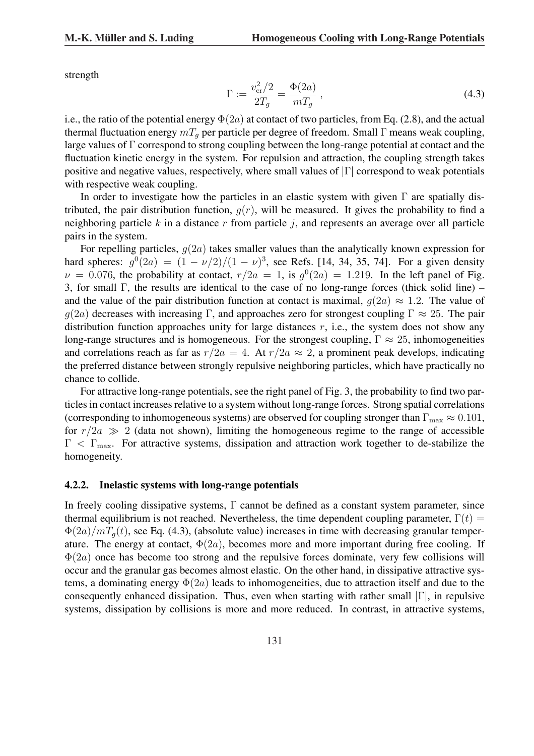strength

$$\Gamma := \frac{v_{\rm cr}^2/2}{2T_g} = \frac{\Phi(2a)}{mT_g} \,, \tag{4.3}$$

i.e., the ratio of the potential energy $\Phi(2a)$ at contact of two particles, from Eq. (2.8), and the actual thermal fluctuation energy $mT_g$ per particle per degree of freedom. Small $\Gamma$ means weak coupling, large values of $\Gamma$ correspond to strong coupling between the long-range potential at contact and the fluctuation kinetic energy in the system. For repulsion and attraction, the coupling strength takes positive and negative values, respectively, where small values of $|\Gamma|$ correspond to weak potentials with respective weak coupling.

In order to investigate how the particles in an elastic system with given $\Gamma$ are spatially distributed, the pair distribution function, $g(r)$, will be measured. It gives the probability to find a neighboring particle $k$ in a distance $r$ from particle $j$, and represents an average over all particle pairs in the system.

For repelling particles, $g(2a)$ takes smaller values than the analytically known expression for hard spheres: $g^0(2a) = (1-\nu/2)/(1-\nu)^3$, see Refs. [14, 34, 35, 74]. For a given density $\nu = 0.076$, the probability at contact, $r/2a = 1$, is $g^0(2a) = 1.219$. In the left panel of Fig. 3, for small $\Gamma$, the results are identical to the case of no long-range forces (thick solid line) – and the value of the pair distribution function at contact is maximal, $g(2a) \approx 1.2$. The value of $g(2a)$ decreases with increasing $\Gamma$, and approaches zero for strongest coupling $\Gamma \approx 25$. The pair distribution function approaches unity for large distances $r$, i.e., the system does not show any long-range structures and is homogeneous. For the strongest coupling, $\Gamma \approx 25$, inhomogeneities and correlations reach as far as $r/2a = 4$. At $r/2a \approx 2$, a prominent peak develops, indicating the preferred distance between strongly repulsive neighboring particles, which have practically no chance to collide.

For attractive long-range potentials, see the right panel of Fig. 3, the probability to find two particles in contact increases relative to a system without long-range forces. Strong spatial correlations (corresponding to inhomogeneous systems) are observed for coupling stronger than $\Gamma_{\rm max} \approx 0.101$, for $r/2a \gg 2$ (data not shown), limiting the homogeneous regime to the range of accessible $\Gamma < \Gamma_{\rm max}$. For attractive systems, dissipation and attraction work together to de-stabilize the homogeneity.

### 4.2.2. Inelastic systems with long-range potentials

In freely cooling dissipative systems, $\Gamma$ cannot be defined as a constant system parameter, since thermal equilibrium is not reached. Nevertheless, the time dependent coupling parameter, $\Gamma(t) = \Phi(2a)/mT_g(t)$, see Eq. (4.3), (absolute value) increases in time with decreasing granular temperature. The energy at contact, $\Phi(2a)$, becomes more and more important during free cooling. If $\Phi(2a)$ once has become too strong and the repulsive forces dominate, very few collisions will occur and the granular gas becomes almost elastic. On the other hand, in dissipative attractive systems, a dominating energy $\Phi(2a)$ leads to inhomogeneities, due to attraction itself and due to the consequently enhanced dissipation. Thus, even when starting with rather small $|\Gamma|$, in repulsive systems, dissipation by collisions is more and more reduced. In contrast, in attractive systems,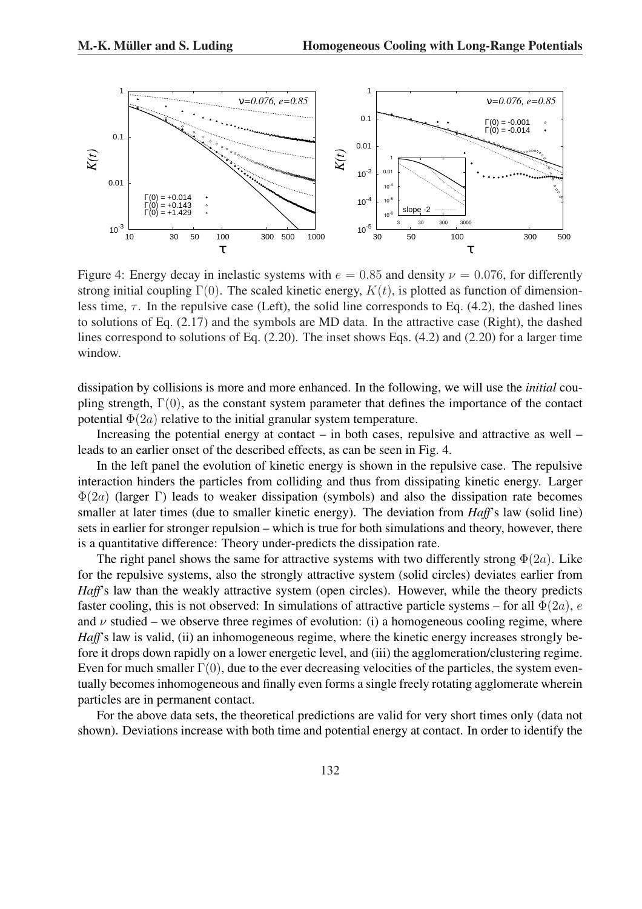Figure 4: Energy decay in inelastic systems with $e = 0.85$ and density $\nu = 0.076$, for differently strong initial coupling $\Gamma(0)$. The scaled kinetic energy, $K(t)$, is plotted as function of dimensionless time, $\tau$. In the repulsive case (Left), the solid line corresponds to Eq. (4.2), the dashed lines to solutions of Eq. (2.17) and the symbols are MD data. In the attractive case (Right), the dashed lines correspond to solutions of Eq. (2.20). The inset shows Eqs. (4.2) and (2.20) for a larger time window.

dissipation by collisions is more and more enhanced. In the following, we will use the *initial* coupling strength, $\Gamma(0)$, as the constant system parameter that defines the importance of the contact potential $\Phi(2a)$ relative to the initial granular system temperature.

Increasing the potential energy at contact – in both cases, repulsive and attractive as well – leads to an earlier onset of the described effects, as can be seen in Fig. 4.

In the left panel the evolution of kinetic energy is shown in the repulsive case. The repulsive interaction hinders the particles from colliding and thus from dissipating kinetic energy. Larger $\Phi(2a)$ (larger $\Gamma$) leads to weaker dissipation (symbols) and also the dissipation rate becomes smaller at later times (due to smaller kinetic energy). The deviation from *Haff*'s law (solid line) sets in earlier for stronger repulsion – which is true for both simulations and theory, however, there is a quantitative difference: Theory under-predicts the dissipation rate.

The right panel shows the same for attractive systems with two differently strong $\Phi(2a)$. Like for the repulsive systems, also the strongly attractive system (solid circles) deviates earlier from *Haff*'s law than the weakly attractive system (open circles). However, while the theory predicts faster cooling, this is not observed: In simulations of attractive particle systems – for all $\Phi(2a)$, $e$ and $\nu$ studied – we observe three regimes of evolution: (i) a homogeneous cooling regime, where *Haff*'s law is valid, (ii) an inhomogeneous regime, where the kinetic energy increases strongly before it drops down rapidly on a lower energetic level, and (iii) the agglomeration/clustering regime. Even for much smaller $\Gamma(0)$, due to the ever decreasing velocities of the particles, the system eventually becomes inhomogeneous and finally even forms a single freely rotating agglomerate wherein particles are in permanent contact.

For the above data sets, the theoretical predictions are valid for very short times only (data not shown). Deviations increase with both time and potential energy at contact. In order to identify the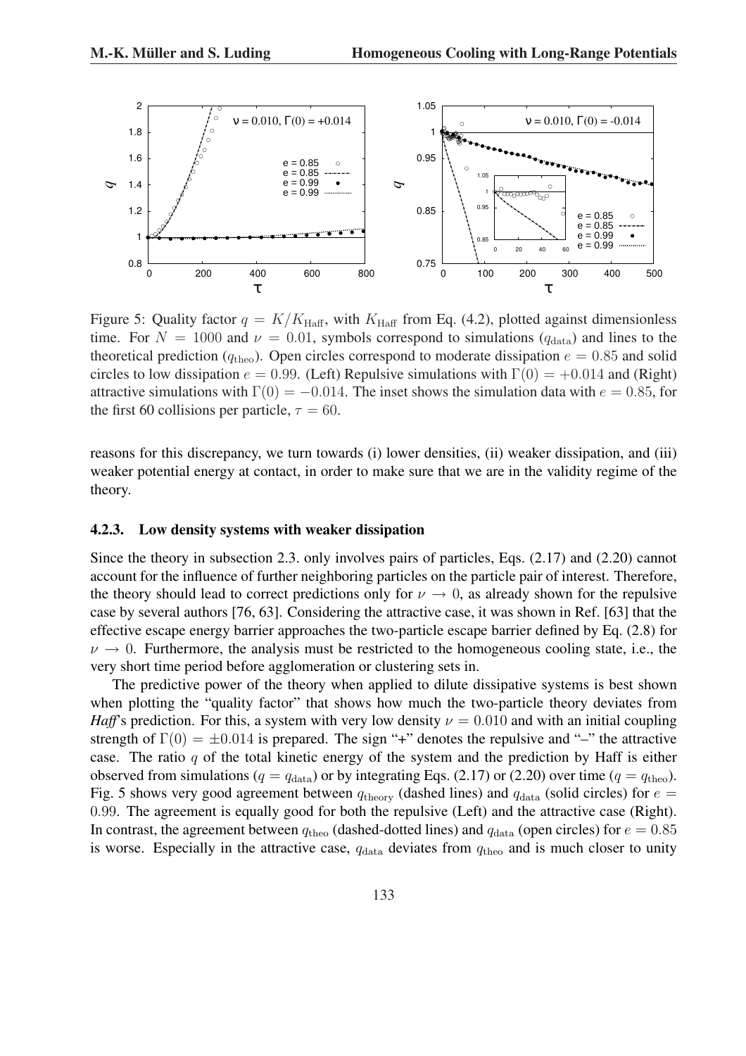Figure 5: Quality factor $q = K/K_{\rm Haff}$, with $K_{\rm Haff}$ from Eq. (4.2), plotted against dimensionless time. For $N = 1000$ and $\nu = 0.01$, symbols correspond to simulations ($q_{\rm data}$) and lines to the theoretical prediction ($q_{\rm theo}$). Open circles correspond to moderate dissipation $e = 0.85$ and solid circles to low dissipation $e = 0.99$. (Left) Repulsive simulations with $\Gamma(0) = +0.014$ and (Right) attractive simulations with $\Gamma(0) = -0.014$. The inset shows the simulation data with $e = 0.85$, for the first 60 collisions per particle, $\tau = 60$.

reasons for this discrepancy, we turn towards (i) lower densities, (ii) weaker dissipation, and (iii) weaker potential energy at contact, in order to make sure that we are in the validity regime of the theory.

### 4.2.3. Low density systems with weaker dissipation

Since the theory in subsection 2.3. only involves pairs of particles, Eqs. (2.17) and (2.20) cannot account for the influence of further neighboring particles on the particle pair of interest. Therefore, the theory should lead to correct predictions only for $\nu \to 0$, as already shown for the repulsive case by several authors [76, 63]. Considering the attractive case, it was shown in Ref. [63] that the effective escape energy barrier approaches the two-particle escape barrier defined by Eq. (2.8) for $\nu \to 0$. Furthermore, the analysis must be restricted to the homogeneous cooling state, i.e., the very short time period before agglomeration or clustering sets in.

The predictive power of the theory when applied to dilute dissipative systems is best shown when plotting the "quality factor" that shows how much the two-particle theory deviates from *Haff*'s prediction. For this, a system with very low density $\nu = 0.010$ and with an initial coupling strength of $\Gamma(0) = \pm 0.014$ is prepared. The sign "+" denotes the repulsive and "–" the attractive case. The ratio $q$ of the total kinetic energy of the system and the prediction by Haff is either observed from simulations ($q = q_{\rm data}$) or by integrating Eqs. (2.17) or (2.20) over time ($q = q_{\rm theo}$). Fig. 5 shows very good agreement between $q_{\rm theory}$ (dashed lines) and $q_{\rm data}$ (solid circles) for $e = 0.99$. The agreement is equally good for both the repulsive (Left) and the attractive case (Right). In contrast, the agreement between $q_{\rm theo}$ (dashed-dotted lines) and $q_{\rm data}$ (open circles) for $e = 0.85$ is worse. Especially in the attractive case, $q_{\rm data}$ deviates from $q_{\rm theo}$ and is much closer to unity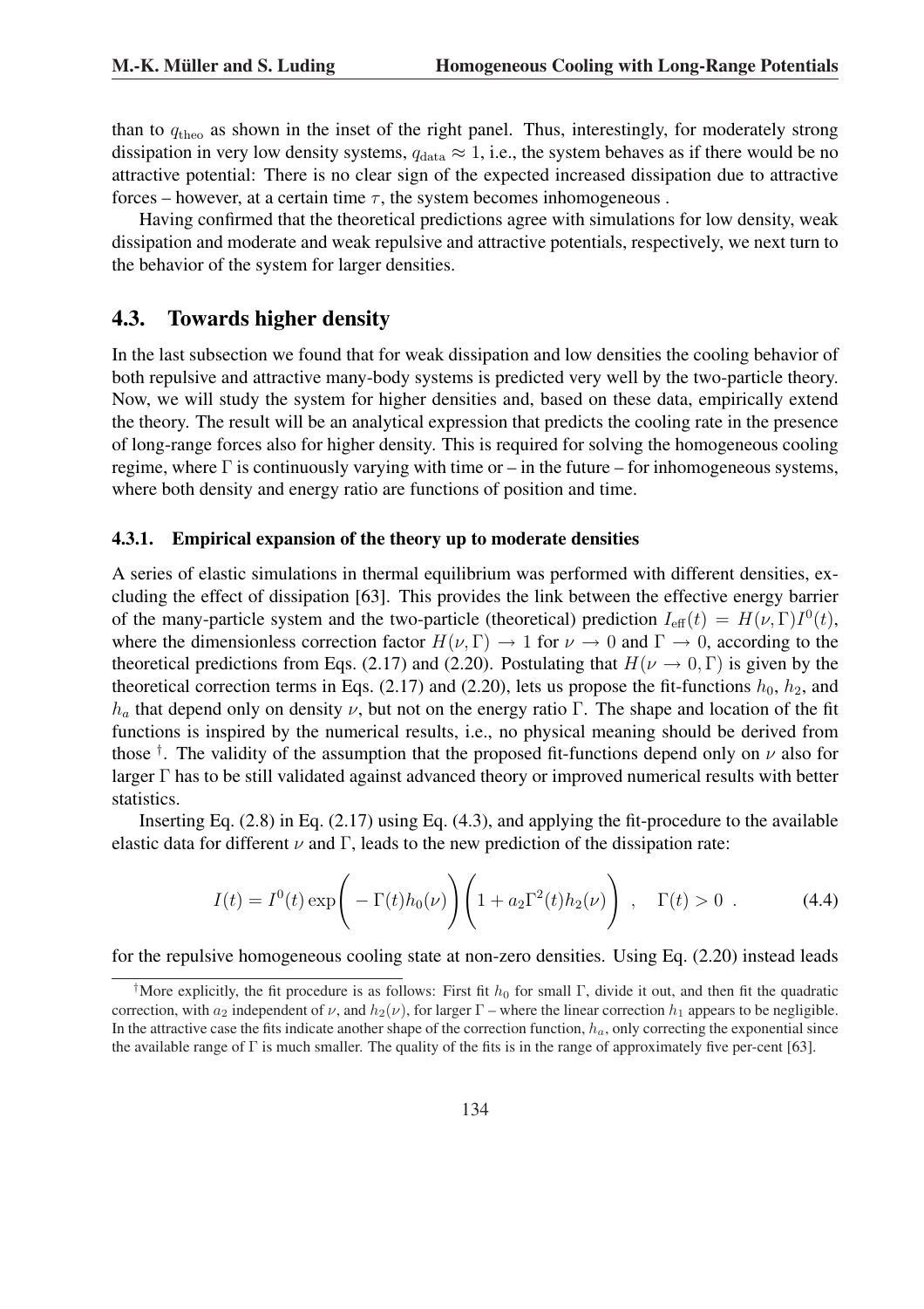than to $q_{\text{theo}}$ as shown in the inset of the right panel. Thus, interestingly, for moderately strong dissipation in very low density systems, $q_{\text{data}} \approx 1$, i.e., the system behaves as if there would be no attractive potential: There is no clear sign of the expected increased dissipation due to attractive forces – however, at a certain time $\tau$, the system becomes inhomogeneous .

Having confirmed that the theoretical predictions agree with simulations for low density, weak dissipation and moderate and weak repulsive and attractive potentials, respectively, we next turn to the behavior of the system for larger densities.

## 4.3. Towards higher density

In the last subsection we found that for weak dissipation and low densities the cooling behavior of both repulsive and attractive many-body systems is predicted very well by the two-particle theory. Now, we will study the system for higher densities and, based on these data, empirically extend the theory. The result will be an analytical expression that predicts the cooling rate in the presence of long-range forces also for higher density. This is required for solving the homogeneous cooling regime, where $\Gamma$ is continuously varying with time or – in the future – for inhomogeneous systems, where both density and energy ratio are functions of position and time.

### 4.3.1. Empirical expansion of the theory up to moderate densities

A series of elastic simulations in thermal equilibrium was performed with different densities, excluding the effect of dissipation [63]. This provides the link between the effective energy barrier of the many-particle system and the two-particle (theoretical) prediction $I_{\text{eff}}(t) = H(\nu, \Gamma) I^0(t)$, where the dimensionless correction factor $H(\nu, \Gamma) \to 1$ for $\nu \to 0$ and $\Gamma \to 0$, according to the theoretical predictions from Eqs. (2.17) and (2.20). Postulating that $H(\nu \to 0, \Gamma)$ is given by the theoretical correction terms in Eqs. (2.17) and (2.20), lets us propose the fit-functions $h_0$, $h_2$, and $h_a$ that depend only on density $\nu$, but not on the energy ratio $\Gamma$. The shape and location of the fit functions is inspired by the numerical results, i.e., no physical meaning should be derived from those [†]. The validity of the assumption that the proposed fit-functions depend only on $\nu$ also for larger $\Gamma$ has to be still validated against advanced theory or improved numerical results with better statistics.

Inserting Eq. (2.8) in Eq. (2.17) using Eq. (4.3), and applying the fit-procedure to the available elastic data for different $\nu$ and $\Gamma$, leads to the new prediction of the dissipation rate:

$$I(t) = I^0(t) \exp\Bigg( - \Gamma(t) h_0(\nu) \Bigg) \Bigg( 1 + a_2 \Gamma^2(t) h_2(\nu) \Bigg) \ , \quad \Gamma(t) > 0 \ . \tag{4.4}$$

for the repulsive homogeneous cooling state at non-zero densities. Using Eq. (2.20) instead leads

[†] More explicitly, the fit procedure is as follows: First fit $h_0$ for small $\Gamma$, divide it out, and then fit the quadratic correction, with $a_2$ independent of $\nu$, and $h_2(\nu)$, for larger $\Gamma$ – where the linear correction $h_1$ appears to be negligible. In the attractive case the fits indicate another shape of the correction function, $h_a$, only correcting the exponential since the available range of $\Gamma$ is much smaller. The quality of the fits is in the range of approximately five per-cent [63].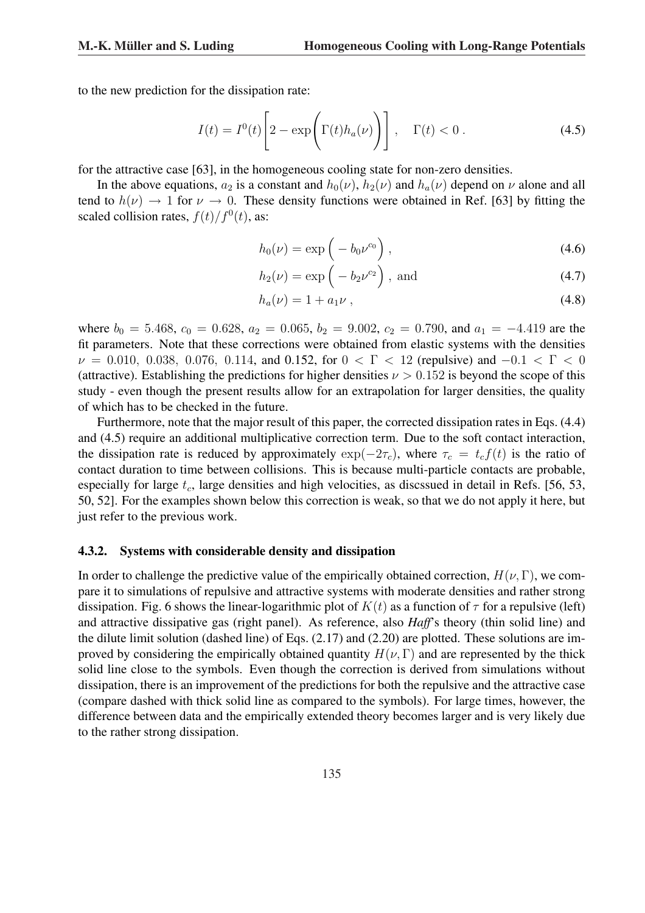to the new prediction for the dissipation rate:

$$I(t) = I^0(t)\left[2 - \exp\left(\Gamma(t) h_a(\nu)\right)\right], \quad \Gamma(t) < 0 . \tag{4.5}$$

for the attractive case [63], in the homogeneous cooling state for non-zero densities.

In the above equations, $a_2$ is a constant and $h_0(\nu)$, $h_2(\nu)$ and $h_a(\nu)$ depend on $\nu$ alone and all tend to $h(\nu) \to 1$ for $\nu \to 0$. These density functions were obtained in Ref. [63] by fitting the scaled collision rates, $f(t)/f^0(t)$, as:

$$h_0(\nu) = \exp\Big( - b_0 \nu^{c_0} \Big) , \tag{4.6}$$

$$h_2(\nu) = \exp\Big( - b_2 \nu^{c_2} \Big) , \text{ and} \tag{4.7}$$

$$h_a(\nu) = 1 + a_1 \nu , \tag{4.8}$$

where $b_0 = 5.468$, $c_0 = 0.628$, $a_2 = 0.065$, $b_2 = 9.002$, $c_2 = 0.790$, and $a_1 = -4.419$ are the fit parameters. Note that these corrections were obtained from elastic systems with the densities $\nu = 0.010,\ 0.038,\ 0.076,\ 0.114$, and 0.152, for $0 < \Gamma < 12$ (repulsive) and $-0.1 < \Gamma < 0$ (attractive). Establishing the predictions for higher densities $\nu > 0.152$ is beyond the scope of this study - even though the present results allow for an extrapolation for larger densities, the quality of which has to be checked in the future.

Furthermore, note that the major result of this paper, the corrected dissipation rates in Eqs. (4.4) and (4.5) require an additional multiplicative correction term. Due to the soft contact interaction, the dissipation rate is reduced by approximately $\exp(-2\tau_c)$, where $\tau_c = t_c f(t)$ is the ratio of contact duration to time between collisions. This is because multi-particle contacts are probable, especially for large $t_c$, large densities and high velocities, as discssued in detail in Refs. [56, 53, 50, 52]. For the examples shown below this correction is weak, so that we do not apply it here, but just refer to the previous work.

### 4.3.2. Systems with considerable density and dissipation

In order to challenge the predictive value of the empirically obtained correction, $H(\nu, \Gamma)$, we compare it to simulations of repulsive and attractive systems with moderate densities and rather strong dissipation. Fig. 6 shows the linear-logarithmic plot of $K(t)$ as a function of $\tau$ for a repulsive (left) and attractive dissipative gas (right panel). As reference, also *Haff*'s theory (thin solid line) and the dilute limit solution (dashed line) of Eqs. (2.17) and (2.20) are plotted. These solutions are improved by considering the empirically obtained quantity $H(\nu, \Gamma)$ and are represented by the thick solid line close to the symbols. Even though the correction is derived from simulations without dissipation, there is an improvement of the predictions for both the repulsive and the attractive case (compare dashed with thick solid line as compared to the symbols). For large times, however, the difference between data and the empirically extended theory becomes larger and is very likely due to the rather strong dissipation.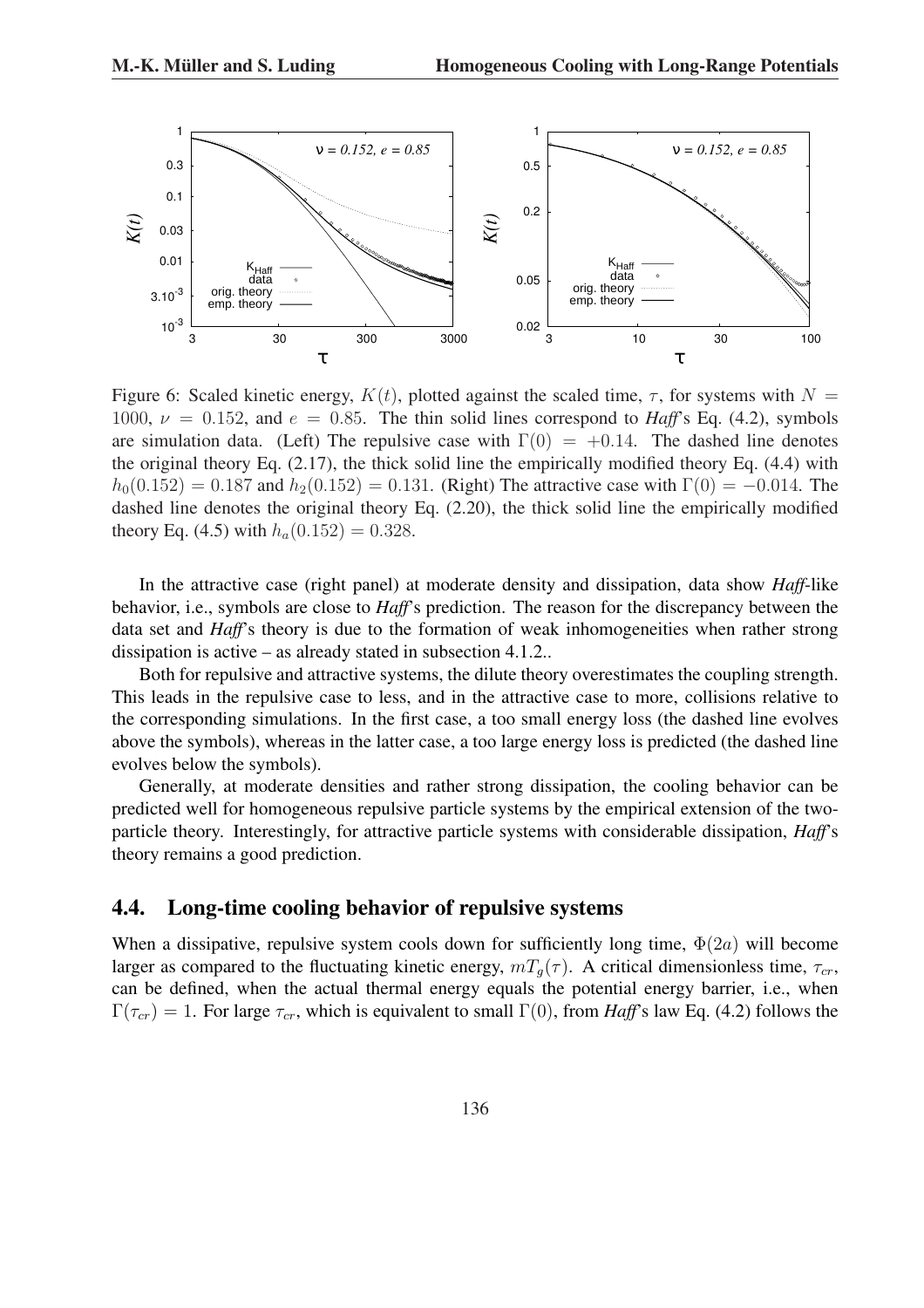Figure 6: Scaled kinetic energy, $K(t)$, plotted against the scaled time, $\tau$, for systems with $N = 1000$, $\nu = 0.152$, and $e = 0.85$. The thin solid lines correspond to *Haff*'s Eq. (4.2), symbols are simulation data. (Left) The repulsive case with $\Gamma(0) = +0.14$. The dashed line denotes the original theory Eq. (2.17), the thick solid line the empirically modified theory Eq. (4.4) with $h_0(0.152) = 0.187$ and $h_2(0.152) = 0.131$. (Right) The attractive case with $\Gamma(0) = -0.014$. The dashed line denotes the original theory Eq. (2.20), the thick solid line the empirically modified theory Eq. (4.5) with $h_a(0.152) = 0.328$.

In the attractive case (right panel) at moderate density and dissipation, data show *Haff*-like behavior, i.e., symbols are close to *Haff*'s prediction. The reason for the discrepancy between the data set and *Haff*'s theory is due to the formation of weak inhomogeneities when rather strong dissipation is active – as already stated in subsection 4.1.2..

Both for repulsive and attractive systems, the dilute theory overestimates the coupling strength. This leads in the repulsive case to less, and in the attractive case to more, collisions relative to the corresponding simulations. In the first case, a too small energy loss (the dashed line evolves above the symbols), whereas in the latter case, a too large energy loss is predicted (the dashed line evolves below the symbols).

Generally, at moderate densities and rather strong dissipation, the cooling behavior can be predicted well for homogeneous repulsive particle systems by the empirical extension of the two-particle theory. Interestingly, for attractive particle systems with considerable dissipation, *Haff*'s theory remains a good prediction.

## 4.4. Long-time cooling behavior of repulsive systems

When a dissipative, repulsive system cools down for sufficiently long time, $\Phi(2a)$ will become larger as compared to the fluctuating kinetic energy, $mT_g(\tau)$. A critical dimensionless time, $\tau_{cr}$, can be defined, when the actual thermal energy equals the potential energy barrier, i.e., when $\Gamma(\tau_{cr}) = 1$. For large $\tau_{cr}$, which is equivalent to small $\Gamma(0)$, from *Haff*'s law Eq. (4.2) follows the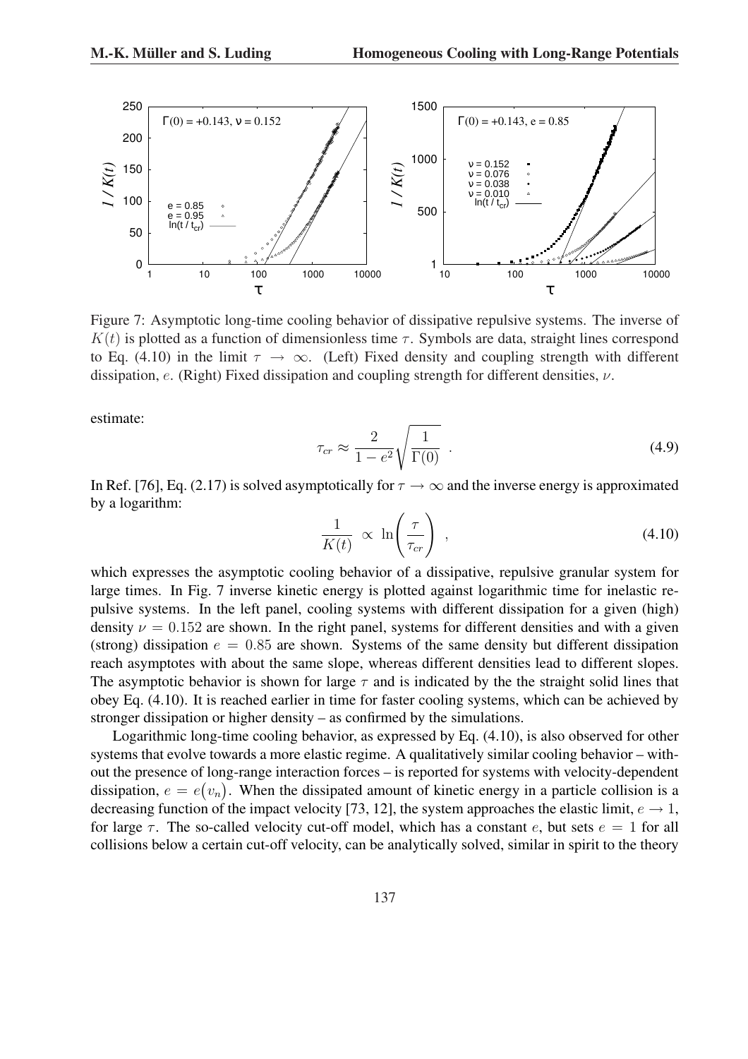Figure 7: Asymptotic long-time cooling behavior of dissipative repulsive systems. The inverse of $K(t)$ is plotted as a function of dimensionless time $\tau$. Symbols are data, straight lines correspond to Eq. (4.10) in the limit $\tau \to \infty$. (Left) Fixed density and coupling strength with different dissipation, $e$. (Right) Fixed dissipation and coupling strength for different densities, $\nu$.

estimate:

$$\tau_{cr} \approx \frac{2}{1-e^2}\sqrt{\frac{1}{\Gamma(0)}} \ . \tag{4.9}$$

In Ref. [76], Eq. (2.17) is solved asymptotically for $\tau \to \infty$ and the inverse energy is approximated by a logarithm:

$$\frac{1}{K(t)} \ \propto \ \ln\left(\frac{\tau}{\tau_{cr}}\right) \ , \tag{4.10}$$

which expresses the asymptotic cooling behavior of a dissipative, repulsive granular system for large times. In Fig. 7 inverse kinetic energy is plotted against logarithmic time for inelastic repulsive systems. In the left panel, cooling systems with different dissipation for a given (high) density $\nu = 0.152$ are shown. In the right panel, systems for different densities and with a given (strong) dissipation $e = 0.85$ are shown. Systems of the same density but different dissipation reach asymptotes with about the same slope, whereas different densities lead to different slopes. The asymptotic behavior is shown for large $\tau$ and is indicated by the the straight solid lines that obey Eq. (4.10). It is reached earlier in time for faster cooling systems, which can be achieved by stronger dissipation or higher density – as confirmed by the simulations.

Logarithmic long-time cooling behavior, as expressed by Eq. (4.10), is also observed for other systems that evolve towards a more elastic regime. A qualitatively similar cooling behavior – without the presence of long-range interaction forces – is reported for systems with velocity-dependent dissipation, $e = e\big(v_n\big)$. When the dissipated amount of kinetic energy in a particle collision is a decreasing function of the impact velocity [73, 12], the system approaches the elastic limit, $e \to 1$, for large $\tau$. The so-called velocity cut-off model, which has a constant $e$, but sets $e = 1$ for all collisions below a certain cut-off velocity, can be analytically solved, similar in spirit to the theory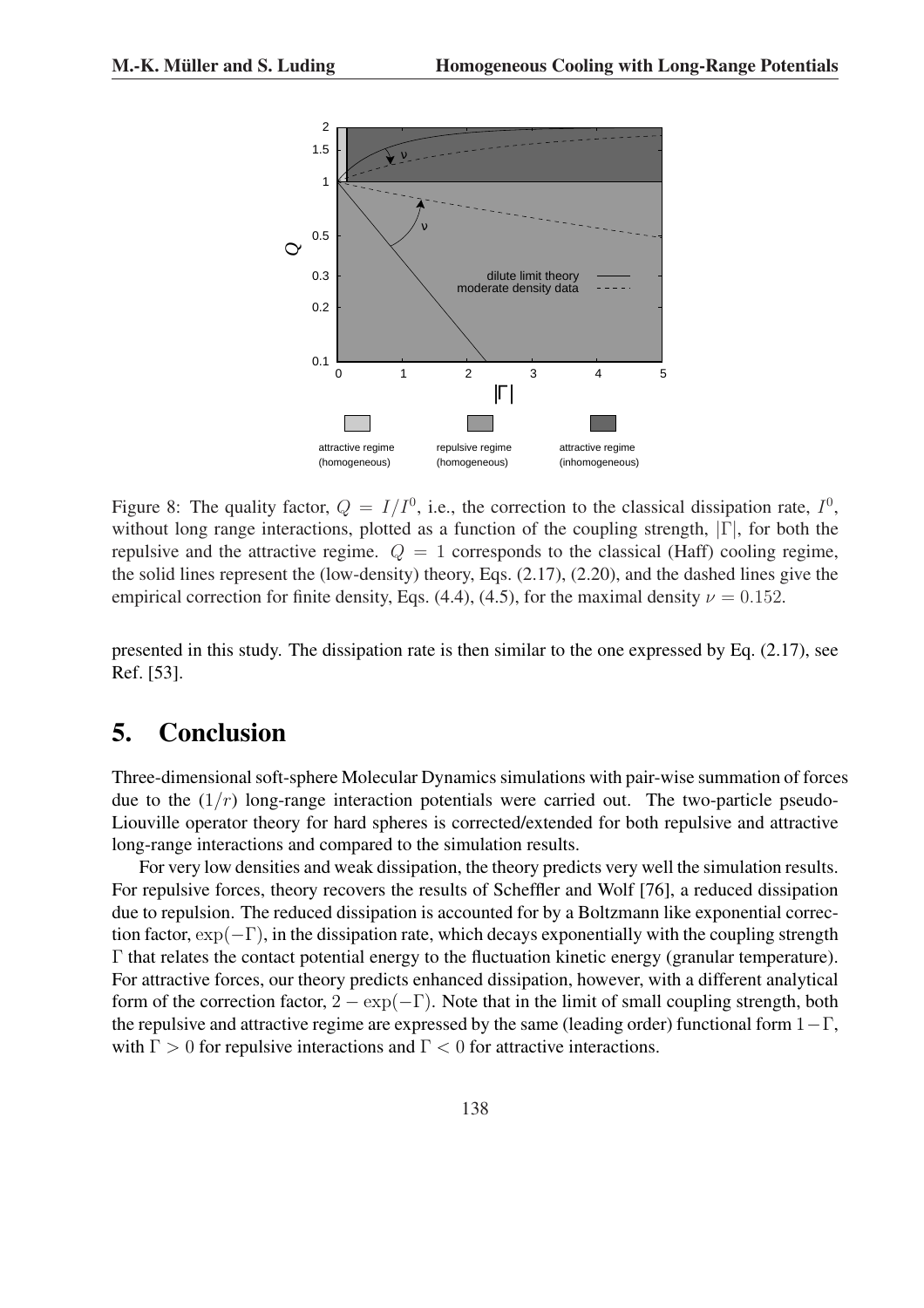Figure 8: The quality factor, $Q = I/I^0$, i.e., the correction to the classical dissipation rate, $I^0$, without long range interactions, plotted as a function of the coupling strength, $|\Gamma|$, for both the repulsive and the attractive regime. $Q = 1$ corresponds to the classical (Haff) cooling regime, the solid lines represent the (low-density) theory, Eqs. (2.17), (2.20), and the dashed lines give the empirical correction for finite density, Eqs. (4.4), (4.5), for the maximal density $\nu = 0.152$.

presented in this study. The dissipation rate is then similar to the one expressed by Eq. (2.17), see Ref. [53].

## 5. Conclusion

Three-dimensional soft-sphere Molecular Dynamics simulations with pair-wise summation of forces due to the $(1/r)$ long-range interaction potentials were carried out. The two-particle pseudo-Liouville operator theory for hard spheres is corrected/extended for both repulsive and attractive long-range interactions and compared to the simulation results.

For very low densities and weak dissipation, the theory predicts very well the simulation results. For repulsive forces, theory recovers the results of Scheffler and Wolf [76], a reduced dissipation due to repulsion. The reduced dissipation is accounted for by a Boltzmann like exponential correction factor, $\exp(-\Gamma)$, in the dissipation rate, which decays exponentially with the coupling strength $\Gamma$ that relates the contact potential energy to the fluctuation kinetic energy (granular temperature). For attractive forces, our theory predicts enhanced dissipation, however, with a different analytical form of the correction factor, $2 - \exp(-\Gamma)$. Note that in the limit of small coupling strength, both the repulsive and attractive regime are expressed by the same (leading order) functional form $1-\Gamma$, with $\Gamma > 0$ for repulsive interactions and $\Gamma < 0$ for attractive interactions.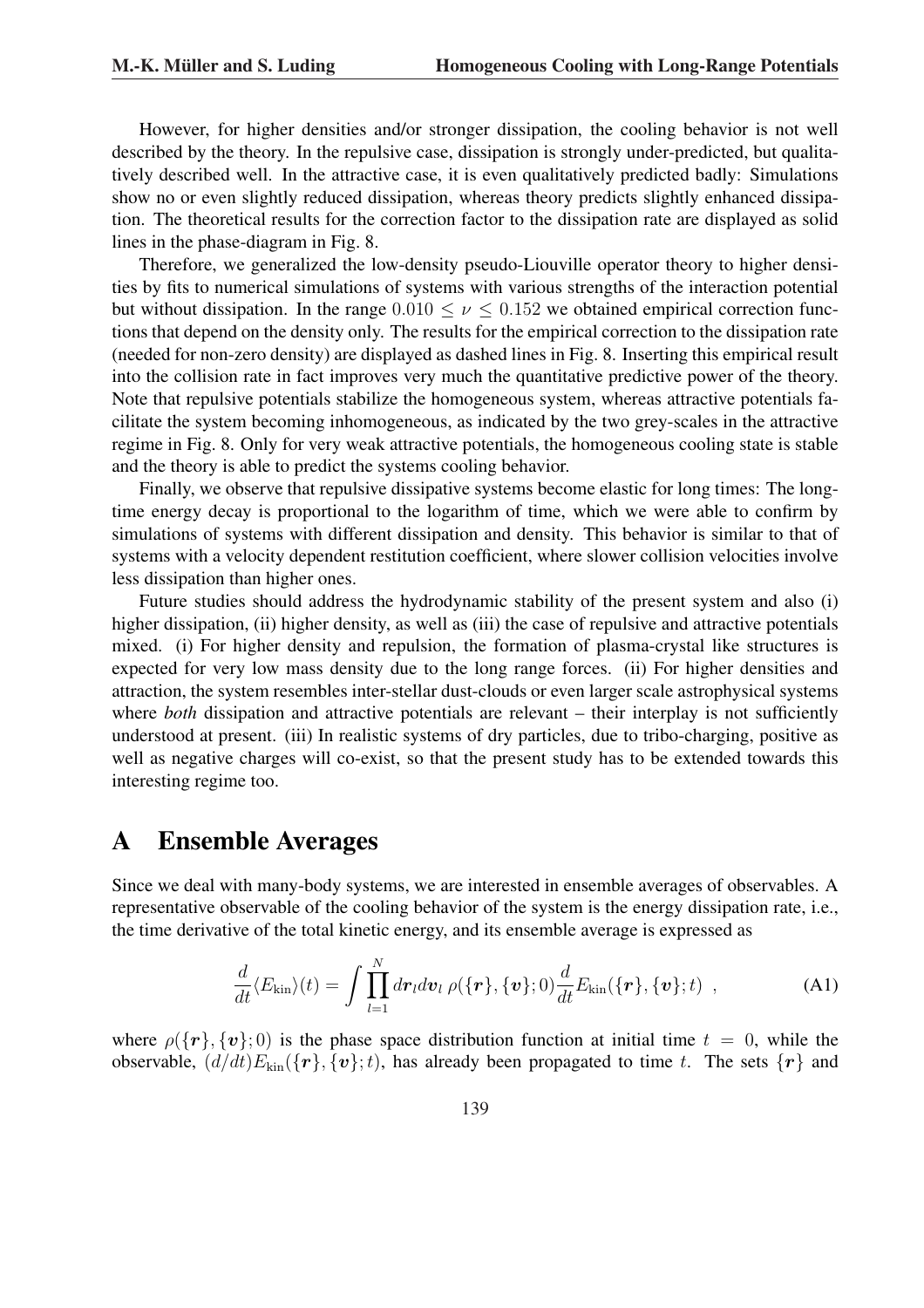However, for higher densities and/or stronger dissipation, the cooling behavior is not well described by the theory. In the repulsive case, dissipation is strongly under-predicted, but qualitatively described well. In the attractive case, it is even qualitatively predicted badly: Simulations show no or even slightly reduced dissipation, whereas theory predicts slightly enhanced dissipation. The theoretical results for the correction factor to the dissipation rate are displayed as solid lines in the phase-diagram in Fig. 8.

Therefore, we generalized the low-density pseudo-Liouville operator theory to higher densities by fits to numerical simulations of systems with various strengths of the interaction potential but without dissipation. In the range $0.010 \leq \nu \leq 0.152$ we obtained empirical correction functions that depend on the density only. The results for the empirical correction to the dissipation rate (needed for non-zero density) are displayed as dashed lines in Fig. 8. Inserting this empirical result into the collision rate in fact improves very much the quantitative predictive power of the theory. Note that repulsive potentials stabilize the homogeneous system, whereas attractive potentials facilitate the system becoming inhomogeneous, as indicated by the two grey-scales in the attractive regime in Fig. 8. Only for very weak attractive potentials, the homogeneous cooling state is stable and the theory is able to predict the systems cooling behavior.

Finally, we observe that repulsive dissipative systems become elastic for long times: The long-time energy decay is proportional to the logarithm of time, which we were able to confirm by simulations of systems with different dissipation and density. This behavior is similar to that of systems with a velocity dependent restitution coefficient, where slower collision velocities involve less dissipation than higher ones.

Future studies should address the hydrodynamic stability of the present system and also (i) higher dissipation, (ii) higher density, as well as (iii) the case of repulsive and attractive potentials mixed. (i) For higher density and repulsion, the formation of plasma-crystal like structures is expected for very low mass density due to the long range forces. (ii) For higher densities and attraction, the system resembles inter-stellar dust-clouds or even larger scale astrophysical systems where *both* dissipation and attractive potentials are relevant – their interplay is not sufficiently understood at present. (iii) In realistic systems of dry particles, due to tribo-charging, positive as well as negative charges will co-exist, so that the present study has to be extended towards this interesting regime too.

# A Ensemble Averages

Since we deal with many-body systems, we are interested in ensemble averages of observables. A representative observable of the cooling behavior of the system is the energy dissipation rate, i.e., the time derivative of the total kinetic energy, and its ensemble average is expressed as

$$\frac{d}{dt}\langle E_{\text{kin}}\rangle(t) = \int \prod_{l=1}^{N} d\boldsymbol{r}_l d\boldsymbol{v}_l \, \rho(\{\boldsymbol{r}\},\{\boldsymbol{v}\};0)\frac{d}{dt}E_{\text{kin}}(\{\boldsymbol{r}\},\{\boldsymbol{v}\};t) \ , \tag{A1}$$

where $\rho(\{\boldsymbol{r}\},\{\boldsymbol{v}\};0)$ is the phase space distribution function at initial time $t = 0$, while the observable, $(d/dt)E_{\text{kin}}(\{\boldsymbol{r}\},\{\boldsymbol{v}\};t)$, has already been propagated to time $t$. The sets $\{\boldsymbol{r}\}$ and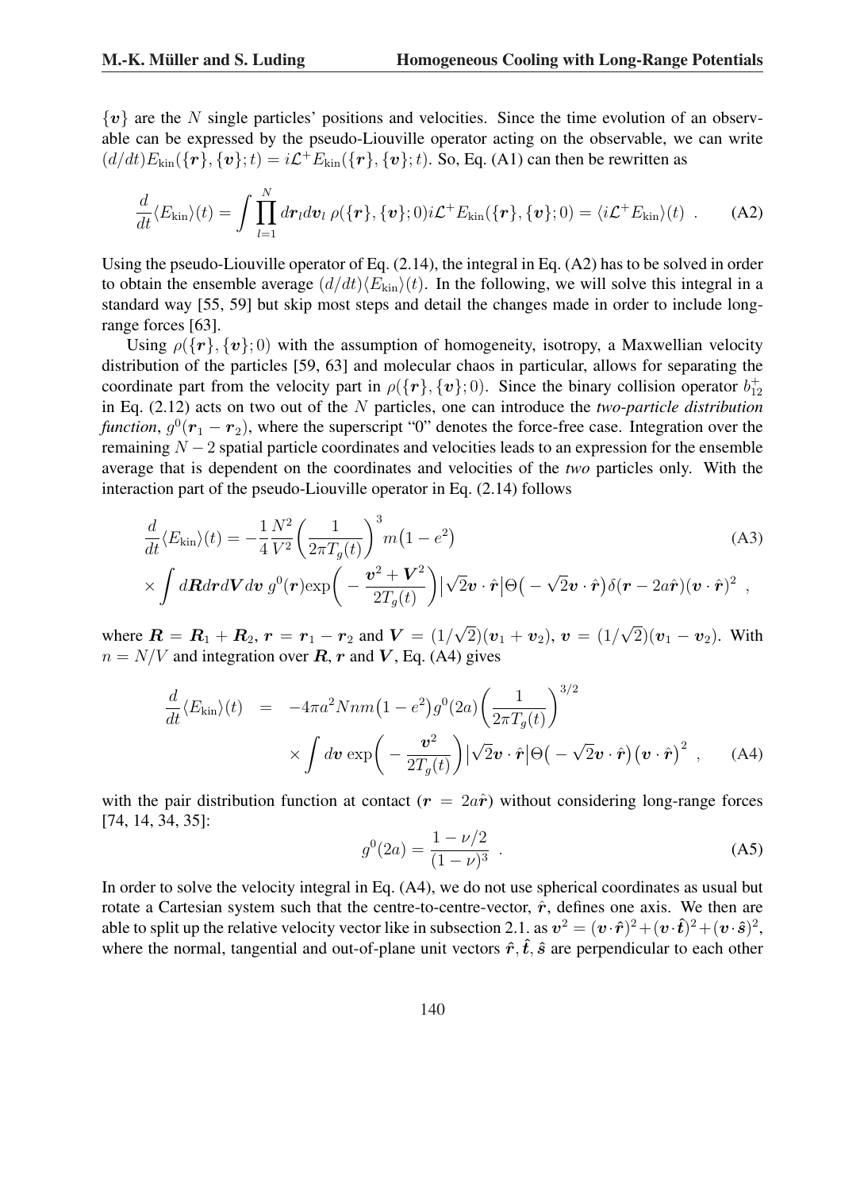$\{\boldsymbol{v}\}$ are the $N$ single particles' positions and velocities. Since the time evolution of an observable can be expressed by the pseudo-Liouville operator acting on the observable, we can write $(d/dt)E_{\rm kin}(\{\boldsymbol{r}\},\{\boldsymbol{v}\};t) = i\mathcal{L}^{+}E_{\rm kin}(\{\boldsymbol{r}\},\{\boldsymbol{v}\};t)$. So, Eq. (A1) can then be rewritten as

$$\frac{d}{dt}\langle E_{\rm kin}\rangle(t) = \int \prod_{l=1}^{N} d\boldsymbol{r}_l d\boldsymbol{v}_l \; \rho(\{\boldsymbol{r}\},\{\boldsymbol{v}\};0) i\mathcal{L}^{+}E_{\rm kin}(\{\boldsymbol{r}\},\{\boldsymbol{v}\};0) = \langle i\mathcal{L}^{+}E_{\rm kin}\rangle(t) \ . \tag{A2}$$

Using the pseudo-Liouville operator of Eq. (2.14), the integral in Eq. (A2) has to be solved in order to obtain the ensemble average $(d/dt)\langle E_{\rm kin}\rangle(t)$. In the following, we will solve this integral in a standard way [55, 59] but skip most steps and detail the changes made in order to include long-range forces [63].

Using $\rho(\{\boldsymbol{r}\},\{\boldsymbol{v}\};0)$ with the assumption of homogeneity, isotropy, a Maxwellian velocity distribution of the particles [59, 63] and molecular chaos in particular, allows for separating the coordinate part from the velocity part in $\rho(\{\boldsymbol{r}\},\{\boldsymbol{v}\};0)$. Since the binary collision operator $b_{12}^{+}$ in Eq. (2.12) acts on two out of the $N$ particles, one can introduce the *two-particle distribution function*, $g^0(\boldsymbol{r}_1-\boldsymbol{r}_2)$, where the superscript "0" denotes the force-free case. Integration over the remaining $N-2$ spatial particle coordinates and velocities leads to an expression for the ensemble average that is dependent on the coordinates and velocities of the *two* particles only. With the interaction part of the pseudo-Liouville operator in Eq. (2.14) follows

$$\begin{aligned}
\frac{d}{dt}\langle E_{\rm kin}\rangle(t) &= -\frac{1}{4}\frac{N^2}{V^2}\left(\frac{1}{2\pi T_g(t)}\right)^3 m\big(1-e^2\big) \\
&\times \int d\boldsymbol{R}d\boldsymbol{r}d\boldsymbol{V}d\boldsymbol{v}\; g^0(\boldsymbol{r})\exp\bigg(-\frac{\boldsymbol{v}^2+\boldsymbol{V}^2}{2T_g(t)}\bigg)\big|\sqrt{2}\boldsymbol{v}\cdot\hat{\boldsymbol{r}}\big|\Theta\big(-\sqrt{2}\boldsymbol{v}\cdot\hat{\boldsymbol{r}}\big)\delta(\boldsymbol{r}-2a\hat{\boldsymbol{r}})(\boldsymbol{v}\cdot\hat{\boldsymbol{r}})^2 \ ,
\end{aligned} \tag{A3}$$

where $\boldsymbol{R}=\boldsymbol{R}_1+\boldsymbol{R}_2$, $\boldsymbol{r}=\boldsymbol{r}_1-\boldsymbol{r}_2$ and $\boldsymbol{V}=(1/\sqrt{2})(\boldsymbol{v}_1+\boldsymbol{v}_2)$, $\boldsymbol{v}=(1/\sqrt{2})(\boldsymbol{v}_1-\boldsymbol{v}_2)$. With $n=N/V$ and integration over $\boldsymbol{R}$, $\boldsymbol{r}$ and $\boldsymbol{V}$, Eq. (A4) gives

$$\begin{aligned}
\frac{d}{dt}\langle E_{\rm kin}\rangle(t) &= -4\pi a^2 Nnm\big(1-e^2\big)g^0(2a)\left(\frac{1}{2\pi T_g(t)}\right)^{3/2} \\
&\quad\times \int d\boldsymbol{v}\,\exp\bigg(-\frac{\boldsymbol{v}^2}{2T_g(t)}\bigg)\big|\sqrt{2}\boldsymbol{v}\cdot\hat{\boldsymbol{r}}\big|\Theta\big(-\sqrt{2}\boldsymbol{v}\cdot\hat{\boldsymbol{r}}\big)\big(\boldsymbol{v}\cdot\hat{\boldsymbol{r}}\big)^2 \ ,
\end{aligned} \tag{A4}$$

with the pair distribution function at contact ($\boldsymbol{r}=2a\hat{\boldsymbol{r}}$) without considering long-range forces [74, 14, 34, 35]:

$$g^0(2a) = \frac{1-\nu/2}{(1-\nu)^3} \ . \tag{A5}$$

In order to solve the velocity integral in Eq. (A4), we do not use spherical coordinates as usual but rotate a Cartesian system such that the centre-to-centre-vector, $\hat{\boldsymbol{r}}$, defines one axis. We then are able to split up the relative velocity vector like in subsection 2.1. as $\boldsymbol{v}^2=(\boldsymbol{v}\cdot\hat{\boldsymbol{r}})^2+(\boldsymbol{v}\cdot\hat{\boldsymbol{t}})^2+(\boldsymbol{v}\cdot\hat{\boldsymbol{s}})^2$, where the normal, tangential and out-of-plane unit vectors $\hat{\boldsymbol{r}},\hat{\boldsymbol{t}},\hat{\boldsymbol{s}}$ are perpendicular to each other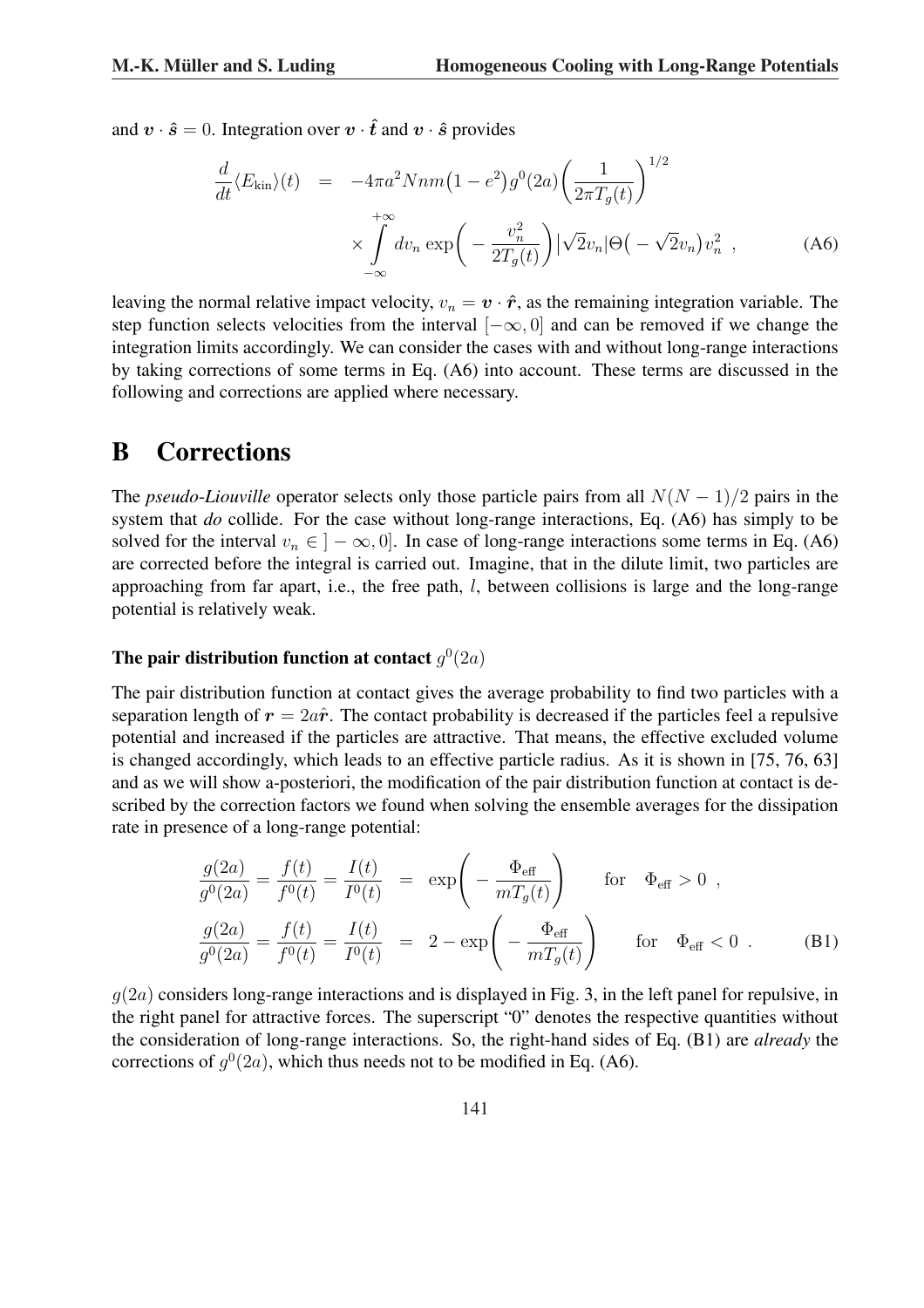and $\boldsymbol{v} \cdot \hat{\boldsymbol{s}} = 0$. Integration over $\boldsymbol{v} \cdot \hat{\boldsymbol{t}}$ and $\boldsymbol{v} \cdot \hat{\boldsymbol{s}}$ provides

$$
\begin{aligned}
\frac{d}{dt}\langle E_{\text{kin}}\rangle(t) &= -4\pi a^2 N n m \big(1-e^2\big) g^0(2a) \left(\frac{1}{2\pi T_g(t)}\right)^{1/2} \\
&\quad \times \int\limits_{-\infty}^{+\infty} dv_n \exp\left(-\frac{v_n^2}{2T_g(t)}\right) |\sqrt{2}v_n| \Theta\big(-\sqrt{2}v_n\big) v_n^2 \ , \qquad \text{(A6)}
\end{aligned}
$$

leaving the normal relative impact velocity, $v_n = \boldsymbol{v} \cdot \hat{\boldsymbol{r}}$, as the remaining integration variable. The step function selects velocities from the interval $[-\infty, 0]$ and can be removed if we change the integration limits accordingly. We can consider the cases with and without long-range interactions by taking corrections of some terms in Eq. (A6) into account. These terms are discussed in the following and corrections are applied where necessary.

# B Corrections

The *pseudo-Liouville* operator selects only those particle pairs from all $N(N-1)/2$ pairs in the system that *do* collide. For the case without long-range interactions, Eq. (A6) has simply to be solved for the interval $v_n \in ]-\infty, 0]$. In case of long-range interactions some terms in Eq. (A6) are corrected before the integral is carried out. Imagine, that in the dilute limit, two particles are approaching from far apart, i.e., the free path, $l$, between collisions is large and the long-range potential is relatively weak.

### The pair distribution function at contact $g^0(2a)$

The pair distribution function at contact gives the average probability to find two particles with a separation length of $\boldsymbol{r} = 2a\hat{\boldsymbol{r}}$. The contact probability is decreased if the particles feel a repulsive potential and increased if the particles are attractive. That means, the effective excluded volume is changed accordingly, which leads to an effective particle radius. As it is shown in [75, 76, 63] and as we will show a-posteriori, the modification of the pair distribution function at contact is described by the correction factors we found when solving the ensemble averages for the dissipation rate in presence of a long-range potential:

$$
\begin{aligned}
\frac{g(2a)}{g^0(2a)} = \frac{f(t)}{f^0(t)} = \frac{I(t)}{I^0(t)} &= \exp\left(-\frac{\Phi_{\text{eff}}}{mT_g(t)}\right) \qquad \text{for} \quad \Phi_{\text{eff}} > 0 \ , \\
\frac{g(2a)}{g^0(2a)} = \frac{f(t)}{f^0(t)} = \frac{I(t)}{I^0(t)} &= 2 - \exp\left(-\frac{\Phi_{\text{eff}}}{mT_g(t)}\right) \qquad \text{for} \quad \Phi_{\text{eff}} < 0 \ . \qquad \text{(B1)}
\end{aligned}
$$

$g(2a)$ considers long-range interactions and is displayed in Fig. 3, in the left panel for repulsive, in the right panel for attractive forces. The superscript "0" denotes the respective quantities without the consideration of long-range interactions. So, the right-hand sides of Eq. (B1) are *already* the corrections of $g^0(2a)$, which thus needs not to be modified in Eq. (A6).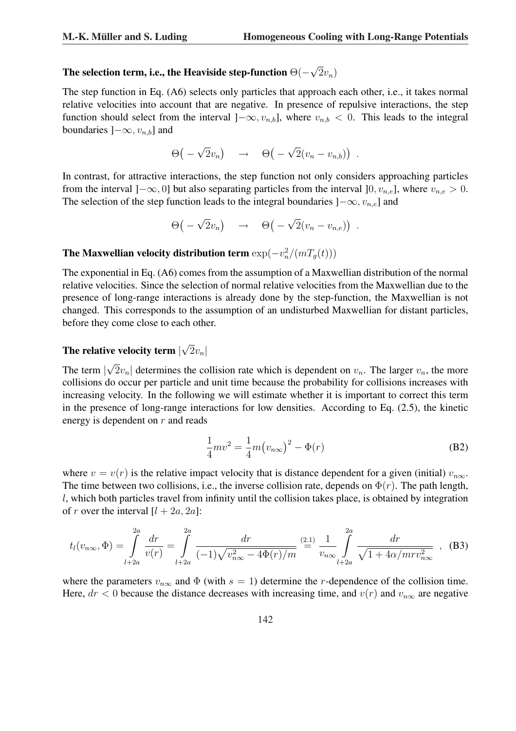### The selection term, i.e., the Heaviside step-function $\Theta(-\sqrt{2}v_n)$

The step function in Eq. (A6) selects only particles that approach each other, i.e., it takes normal relative velocities into account that are negative. In presence of repulsive interactions, the step function should select from the interval $]-\infty, v_{n,b}]$, where $v_{n,b} < 0$. This leads to the integral boundaries $]-\infty, v_{n,b}]$ and

$$\Theta\big(-\sqrt{2}v_n\big) \quad \rightarrow \quad \Theta\big(-\sqrt{2}(v_n - v_{n,b})\big) \ .$$

In contrast, for attractive interactions, the step function not only considers approaching particles from the interval $]-\infty, 0]$ but also separating particles from the interval $]0, v_{n,e}]$, where $v_{n,e} > 0$. The selection of the step function leads to the integral boundaries $]-\infty, v_{n,e}]$ and

$$\Theta\big(-\sqrt{2}v_n\big) \quad \rightarrow \quad \Theta\big(-\sqrt{2}(v_n - v_{n,e})\big) \ .$$

### The Maxwellian velocity distribution term $\exp(-v_n^2/(mT_g(t)))$

The exponential in Eq. (A6) comes from the assumption of a Maxwellian distribution of the normal relative velocities. Since the selection of normal relative velocities from the Maxwellian due to the presence of long-range interactions is already done by the step-function, the Maxwellian is not changed. This corresponds to the assumption of an undisturbed Maxwellian for distant particles, before they come close to each other.

### The relative velocity term $|\sqrt{2}v_n|$

The term $|\sqrt{2}v_n|$ determines the collision rate which is dependent on $v_n$. The larger $v_n$, the more collisions do occur per particle and unit time because the probability for collisions increases with increasing velocity. In the following we will estimate whether it is important to correct this term in the presence of long-range interactions for low densities. According to Eq. (2.5), the kinetic energy is dependent on $r$ and reads

$$\frac{1}{4}mv^2 = \frac{1}{4}m\big(v_{n\infty}\big)^2 - \Phi(r) \tag{B2}$$

where $v = v(r)$ is the relative impact velocity that is distance dependent for a given (initial) $v_{n\infty}$. The time between two collisions, i.e., the inverse collision rate, depends on $\Phi(r)$. The path length, $l$, which both particles travel from infinity until the collision takes place, is obtained by integration of $r$ over the interval $[l + 2a, 2a]$:

$$t_l(v_{n\infty}, \Phi) = \int\limits_{l+2a}^{2a} \frac{dr}{v(r)} = \int\limits_{l+2a}^{2a} \frac{dr}{(-1)\sqrt{v_{n\infty}^2 - 4\Phi(r)/m}} \overset{(2.1)}{=} \frac{1}{v_{n\infty}} \int\limits_{l+2a}^{2a} \frac{dr}{\sqrt{1 + 4\alpha/mrv_{n\infty}^2}} \ , \tag{B3}$$

where the parameters $v_{n\infty}$ and $\Phi$ (with $s = 1$) determine the $r$-dependence of the collision time. Here, $dr < 0$ because the distance decreases with increasing time, and $v(r)$ and $v_{n\infty}$ are negative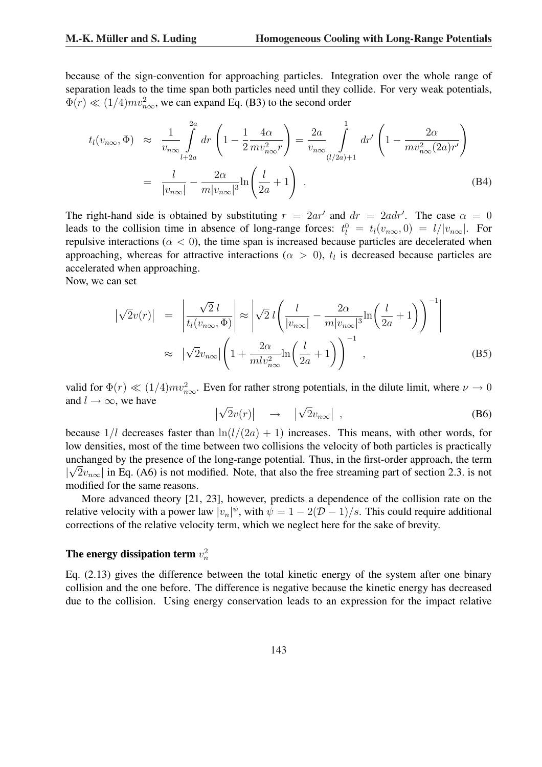because of the sign-convention for approaching particles. Integration over the whole range of separation leads to the time span both particles need until they collide. For very weak potentials, $\Phi(r) \ll (1/4)mv_{n\infty}^2$, we can expand Eq. (B3) to the second order

$$
\begin{aligned}
t_l(v_{n\infty}, \Phi) &\approx \frac{1}{v_{n\infty}} \int_{l+2a}^{2a} dr \left(1 - \frac{1}{2}\frac{4\alpha}{mv_{n\infty}^2 r}\right) = \frac{2a}{v_{n\infty}} \int_{(l/2a)+1}^{1} dr' \left(1 - \frac{2\alpha}{mv_{n\infty}^2 (2a) r'}\right) \\
&= \frac{l}{|v_{n\infty}|} - \frac{2\alpha}{m|v_{n\infty}|^3} \ln\left(\frac{l}{2a} + 1\right) \quad . \qquad \text{(B4)}
\end{aligned}
$$

The right-hand side is obtained by substituting $r = 2ar'$ and $dr = 2adr'$. The case $\alpha = 0$ leads to the collision time in absence of long-range forces: $t_l^0 = t_l(v_{n\infty}, 0) = l/|v_{n\infty}|$. For repulsive interactions ($\alpha < 0$), the time span is increased because particles are decelerated when approaching, whereas for attractive interactions ($\alpha > 0$), $t_l$ is decreased because particles are accelerated when approaching.
Now, we can set

$$
\begin{aligned}
\left|\sqrt{2}v(r)\right| &= \left|\frac{\sqrt{2}\,l}{t_l(v_{n\infty}, \Phi)}\right| \approx \left|\sqrt{2}\,l\left(\frac{l}{|v_{n\infty}|} - \frac{2\alpha}{m|v_{n\infty}|^3}\ln\left(\frac{l}{2a}+1\right)\right)^{-1}\right| \\
&\approx \left|\sqrt{2}v_{n\infty}\right|\left(1 + \frac{2\alpha}{mlv_{n\infty}^2}\ln\left(\frac{l}{2a}+1\right)\right)^{-1} , \qquad \text{(B5)}
\end{aligned}
$$

valid for $\Phi(r) \ll (1/4)mv_{n\infty}^2$. Even for rather strong potentials, in the dilute limit, where $\nu \to 0$ and $l \to \infty$, we have

$$
\left|\sqrt{2}v(r)\right| \quad \to \quad \left|\sqrt{2}v_{n\infty}\right| \ , \qquad \text{(B6)}
$$

because $1/l$ decreases faster than $\ln(l/(2a) + 1)$ increases. This means, with other words, for low densities, most of the time between two collisions the velocity of both particles is practically unchanged by the presence of the long-range potential. Thus, in the first-order approach, the term $|\sqrt{2}v_{n\infty}|$ in Eq. (A6) is not modified. Note, that also the free streaming part of section 2.3. is not modified for the same reasons.

More advanced theory [21, 23], however, predicts a dependence of the collision rate on the relative velocity with a power law $|v_n|^\psi$, with $\psi = 1 - 2(\mathcal{D} - 1)/s$. This could require additional corrections of the relative velocity term, which we neglect here for the sake of brevity.

### The energy dissipation term $v_n^2$

Eq. (2.13) gives the difference between the total kinetic energy of the system after one binary collision and the one before. The difference is negative because the kinetic energy has decreased due to the collision. Using energy conservation leads to an expression for the impact relative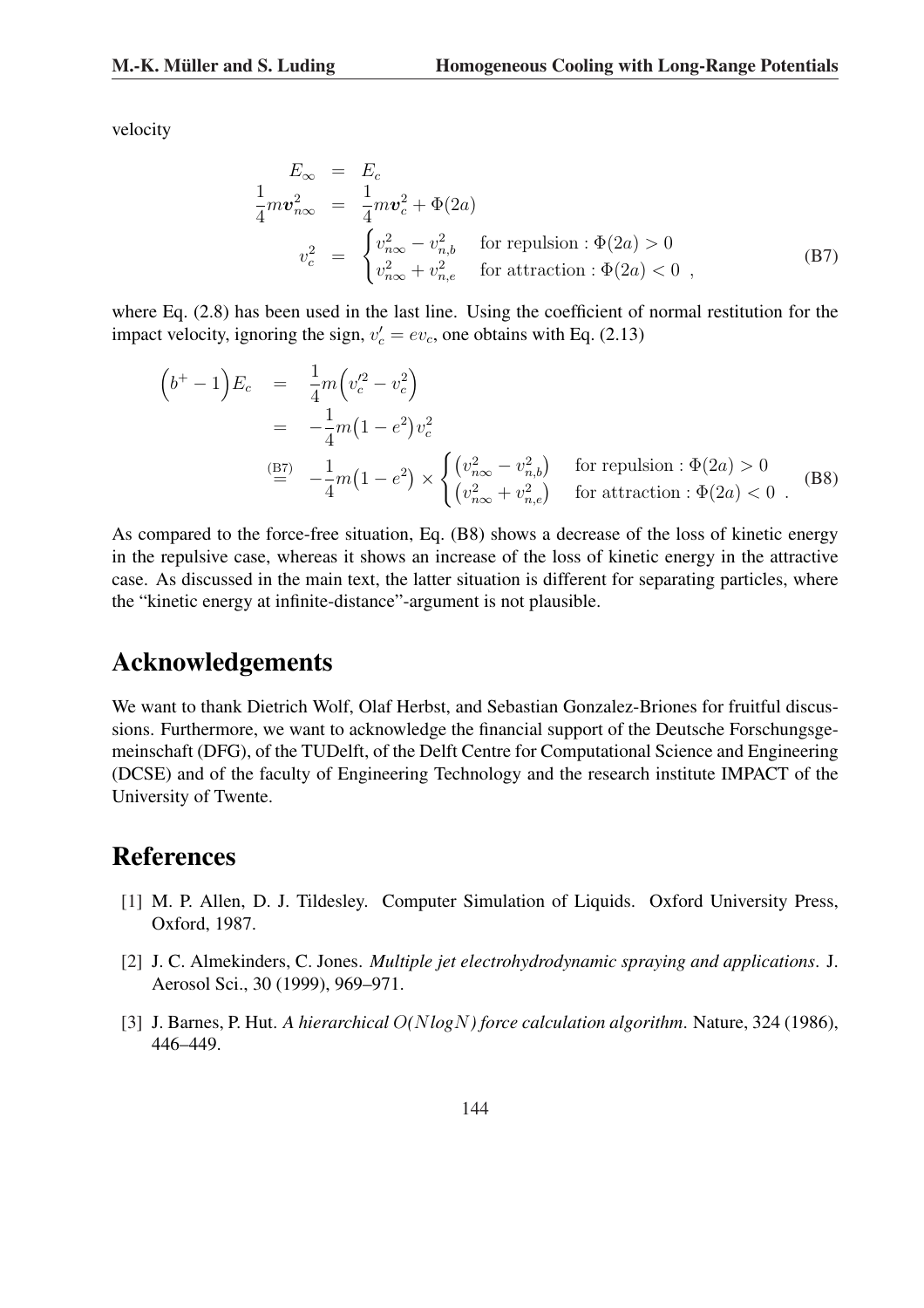velocity

$$
\begin{aligned}
E_\infty &= E_c \\
\frac{1}{4} m \boldsymbol{v}_{n\infty}^2 &= \frac{1}{4} m \boldsymbol{v}_c^2 + \Phi(2a) \\
v_c^2 &= \begin{cases} v_{n\infty}^2 - v_{n,b}^2 & \text{for repulsion} : \Phi(2a) > 0 \\ v_{n\infty}^2 + v_{n,e}^2 & \text{for attraction} : \Phi(2a) < 0 \end{cases} ,
\end{aligned} \tag{B7}
$$

where Eq. (2.8) has been used in the last line. Using the coefficient of normal restitution for the impact velocity, ignoring the sign, $v_c' = e v_c$, one obtains with Eq. (2.13)

$$
\begin{aligned}
\left(b^+ - 1\right) E_c &= \frac{1}{4} m \left( v_c'^2 - v_c^2 \right) \\
&= -\frac{1}{4} m \left(1 - e^2\right) v_c^2 \\
&\overset{\text{(B7)}}{=} -\frac{1}{4} m \left(1 - e^2\right) \times \begin{cases} \left(v_{n\infty}^2 - v_{n,b}^2\right) & \text{for repulsion} : \Phi(2a) > 0 \\ \left(v_{n\infty}^2 + v_{n,e}^2\right) & \text{for attraction} : \Phi(2a) < 0 \end{cases} .
\end{aligned} \tag{B8}
$$

As compared to the force-free situation, Eq. (B8) shows a decrease of the loss of kinetic energy in the repulsive case, whereas it shows an increase of the loss of kinetic energy in the attractive case. As discussed in the main text, the latter situation is different for separating particles, where the "kinetic energy at infinite-distance"-argument is not plausible.

## Acknowledgements

We want to thank Dietrich Wolf, Olaf Herbst, and Sebastian Gonzalez-Briones for fruitful discussions. Furthermore, we want to acknowledge the financial support of the Deutsche Forschungsgemeinschaft (DFG), of the TUDelft, of the Delft Centre for Computational Science and Engineering (DCSE) and of the faculty of Engineering Technology and the research institute IMPACT of the University of Twente.

## References

[1] M. P. Allen, D. J. Tildesley. Computer Simulation of Liquids. Oxford University Press, Oxford, 1987.

[2] J. C. Almekinders, C. Jones. *Multiple jet electrohydrodynamic spraying and applications*. J. Aerosol Sci., 30 (1999), 969–971.

[3] J. Barnes, P. Hut. *A hierarchical $O(N \log N)$ force calculation algorithm*. Nature, 324 (1986), 446–449.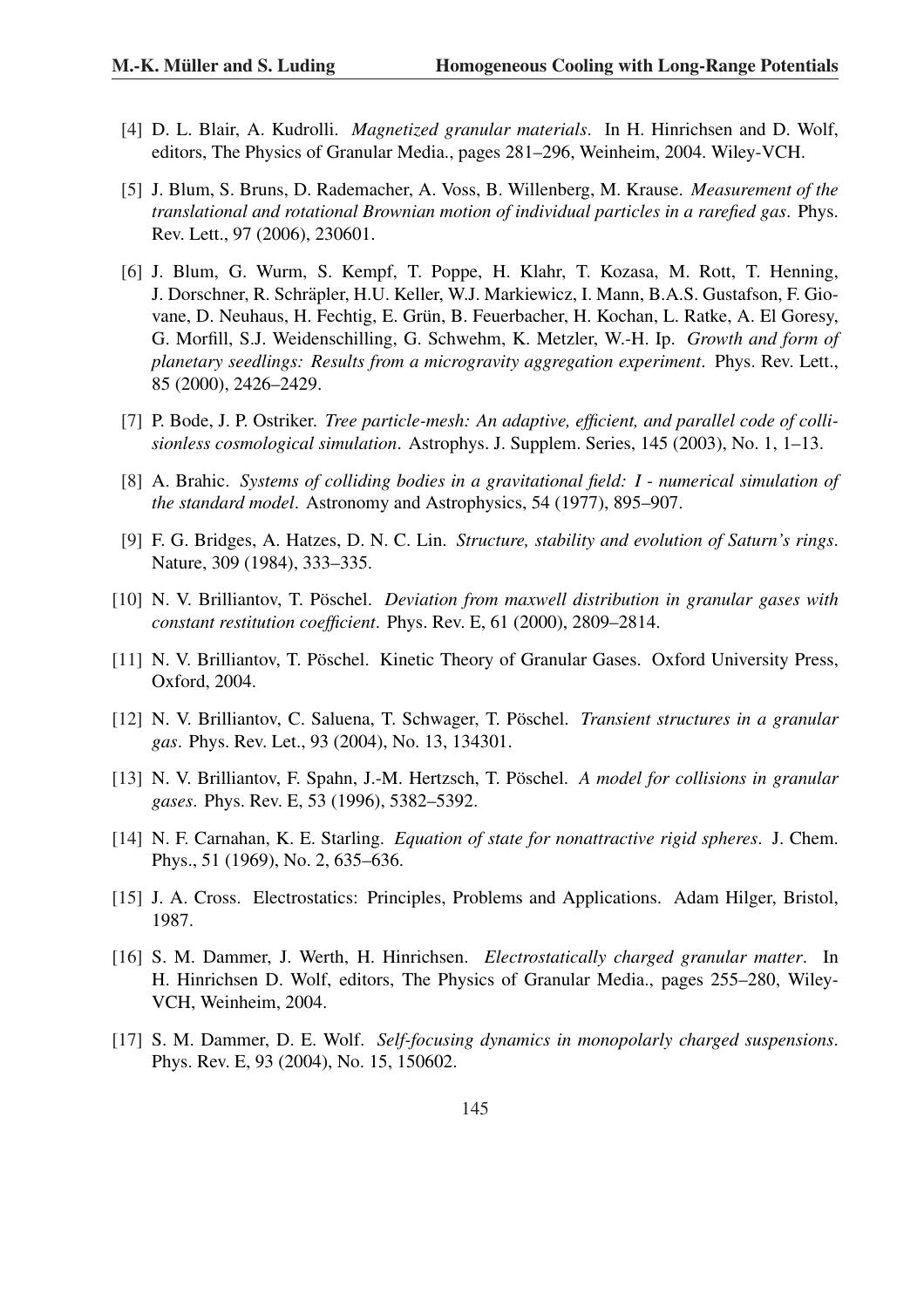[4] D. L. Blair, A. Kudrolli. *Magnetized granular materials*. In H. Hinrichsen and D. Wolf, editors, The Physics of Granular Media., pages 281–296, Weinheim, 2004. Wiley-VCH.

[5] J. Blum, S. Bruns, D. Rademacher, A. Voss, B. Willenberg, M. Krause. *Measurement of the translational and rotational Brownian motion of individual particles in a rarefied gas*. Phys. Rev. Lett., 97 (2006), 230601.

[6] J. Blum, G. Wurm, S. Kempf, T. Poppe, H. Klahr, T. Kozasa, M. Rott, T. Henning, J. Dorschner, R. Schräpler, H.U. Keller, W.J. Markiewicz, I. Mann, B.A.S. Gustafson, F. Giovane, D. Neuhaus, H. Fechtig, E. Grün, B. Feuerbacher, H. Kochan, L. Ratke, A. El Goresy, G. Morfill, S.J. Weidenschilling, G. Schwehm, K. Metzler, W.-H. Ip. *Growth and form of planetary seedlings: Results from a microgravity aggregation experiment*. Phys. Rev. Lett., 85 (2000), 2426–2429.

[7] P. Bode, J. P. Ostriker. *Tree particle-mesh: An adaptive, efficient, and parallel code of collisionless cosmological simulation*. Astrophys. J. Supplem. Series, 145 (2003), No. 1, 1–13.

[8] A. Brahic. *Systems of colliding bodies in a gravitational field: I - numerical simulation of the standard model*. Astronomy and Astrophysics, 54 (1977), 895–907.

[9] F. G. Bridges, A. Hatzes, D. N. C. Lin. *Structure, stability and evolution of Saturn's rings*. Nature, 309 (1984), 333–335.

[10] N. V. Brilliantov, T. Pöschel. *Deviation from maxwell distribution in granular gases with constant restitution coefficient*. Phys. Rev. E, 61 (2000), 2809–2814.

[11] N. V. Brilliantov, T. Pöschel. Kinetic Theory of Granular Gases. Oxford University Press, Oxford, 2004.

[12] N. V. Brilliantov, C. Saluena, T. Schwager, T. Pöschel. *Transient structures in a granular gas*. Phys. Rev. Let., 93 (2004), No. 13, 134301.

[13] N. V. Brilliantov, F. Spahn, J.-M. Hertzsch, T. Pöschel. *A model for collisions in granular gases*. Phys. Rev. E, 53 (1996), 5382–5392.

[14] N. F. Carnahan, K. E. Starling. *Equation of state for nonattractive rigid spheres*. J. Chem. Phys., 51 (1969), No. 2, 635–636.

[15] J. A. Cross. Electrostatics: Principles, Problems and Applications. Adam Hilger, Bristol, 1987.

[16] S. M. Dammer, J. Werth, H. Hinrichsen. *Electrostatically charged granular matter*. In H. Hinrichsen D. Wolf, editors, The Physics of Granular Media., pages 255–280, Wiley-VCH, Weinheim, 2004.

[17] S. M. Dammer, D. E. Wolf. *Self-focusing dynamics in monopolarly charged suspensions*. Phys. Rev. E, 93 (2004), No. 15, 150602.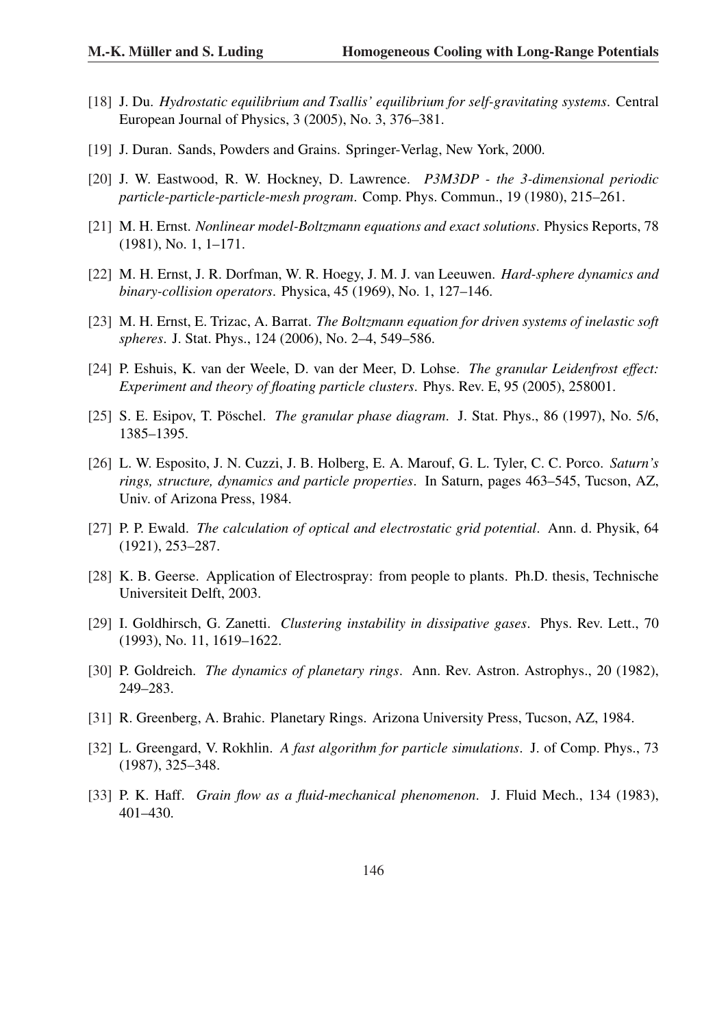[18] J. Du. *Hydrostatic equilibrium and Tsallis' equilibrium for self-gravitating systems*. Central European Journal of Physics, 3 (2005), No. 3, 376–381.

[19] J. Duran. Sands, Powders and Grains. Springer-Verlag, New York, 2000.

[20] J. W. Eastwood, R. W. Hockney, D. Lawrence. *P3M3DP - the 3-dimensional periodic particle-particle-particle-mesh program*. Comp. Phys. Commun., 19 (1980), 215–261.

[21] M. H. Ernst. *Nonlinear model-Boltzmann equations and exact solutions*. Physics Reports, 78 (1981), No. 1, 1–171.

[22] M. H. Ernst, J. R. Dorfman, W. R. Hoegy, J. M. J. van Leeuwen. *Hard-sphere dynamics and binary-collision operators*. Physica, 45 (1969), No. 1, 127–146.

[23] M. H. Ernst, E. Trizac, A. Barrat. *The Boltzmann equation for driven systems of inelastic soft spheres*. J. Stat. Phys., 124 (2006), No. 2–4, 549–586.

[24] P. Eshuis, K. van der Weele, D. van der Meer, D. Lohse. *The granular Leidenfrost effect: Experiment and theory of floating particle clusters*. Phys. Rev. E, 95 (2005), 258001.

[25] S. E. Esipov, T. Pöschel. *The granular phase diagram*. J. Stat. Phys., 86 (1997), No. 5/6, 1385–1395.

[26] L. W. Esposito, J. N. Cuzzi, J. B. Holberg, E. A. Marouf, G. L. Tyler, C. C. Porco. *Saturn's rings, structure, dynamics and particle properties*. In Saturn, pages 463–545, Tucson, AZ, Univ. of Arizona Press, 1984.

[27] P. P. Ewald. *The calculation of optical and electrostatic grid potential*. Ann. d. Physik, 64 (1921), 253–287.

[28] K. B. Geerse. Application of Electrospray: from people to plants. Ph.D. thesis, Technische Universiteit Delft, 2003.

[29] I. Goldhirsch, G. Zanetti. *Clustering instability in dissipative gases*. Phys. Rev. Lett., 70 (1993), No. 11, 1619–1622.

[30] P. Goldreich. *The dynamics of planetary rings*. Ann. Rev. Astron. Astrophys., 20 (1982), 249–283.

[31] R. Greenberg, A. Brahic. Planetary Rings. Arizona University Press, Tucson, AZ, 1984.

[32] L. Greengard, V. Rokhlin. *A fast algorithm for particle simulations*. J. of Comp. Phys., 73 (1987), 325–348.

[33] P. K. Haff. *Grain flow as a fluid-mechanical phenomenon*. J. Fluid Mech., 134 (1983), 401–430.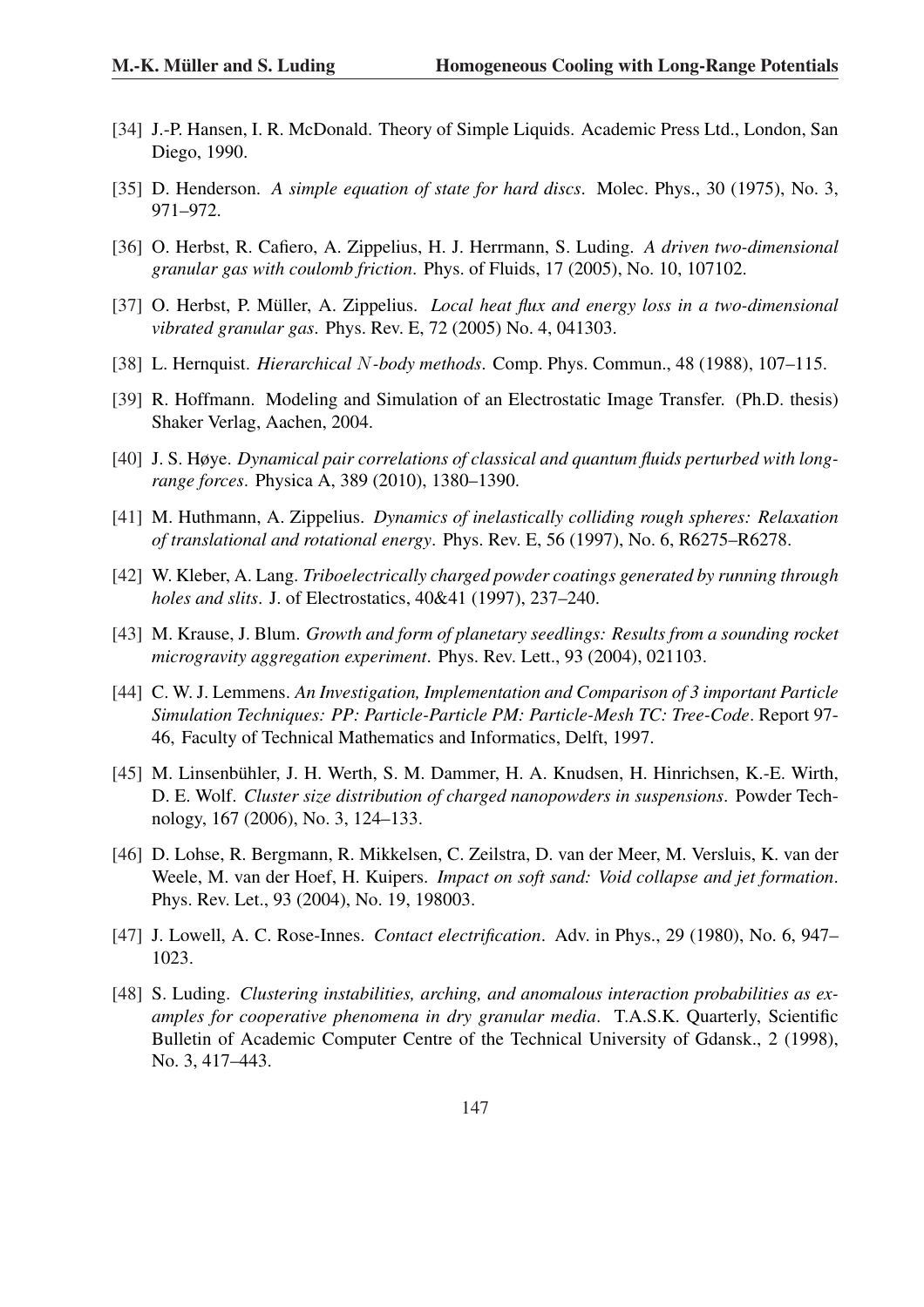[34] J.-P. Hansen, I. R. McDonald. Theory of Simple Liquids. Academic Press Ltd., London, San Diego, 1990.

[35] D. Henderson. *A simple equation of state for hard discs*. Molec. Phys., 30 (1975), No. 3, 971–972.

[36] O. Herbst, R. Cafiero, A. Zippelius, H. J. Herrmann, S. Luding. *A driven two-dimensional granular gas with coulomb friction*. Phys. of Fluids, 17 (2005), No. 10, 107102.

[37] O. Herbst, P. Müller, A. Zippelius. *Local heat flux and energy loss in a two-dimensional vibrated granular gas*. Phys. Rev. E, 72 (2005) No. 4, 041303.

[38] L. Hernquist. *Hierarchical $N$-body methods*. Comp. Phys. Commun., 48 (1988), 107–115.

[39] R. Hoffmann. Modeling and Simulation of an Electrostatic Image Transfer. (Ph.D. thesis) Shaker Verlag, Aachen, 2004.

[40] J. S. Høye. *Dynamical pair correlations of classical and quantum fluids perturbed with long-range forces*. Physica A, 389 (2010), 1380–1390.

[41] M. Huthmann, A. Zippelius. *Dynamics of inelastically colliding rough spheres: Relaxation of translational and rotational energy*. Phys. Rev. E, 56 (1997), No. 6, R6275–R6278.

[42] W. Kleber, A. Lang. *Triboelectrically charged powder coatings generated by running through holes and slits*. J. of Electrostatics, 40&41 (1997), 237–240.

[43] M. Krause, J. Blum. *Growth and form of planetary seedlings: Results from a sounding rocket microgravity aggregation experiment*. Phys. Rev. Lett., 93 (2004), 021103.

[44] C. W. J. Lemmens. *An Investigation, Implementation and Comparison of 3 important Particle Simulation Techniques: PP: Particle-Particle PM: Particle-Mesh TC: Tree-Code*. Report 97-46, Faculty of Technical Mathematics and Informatics, Delft, 1997.

[45] M. Linsenbühler, J. H. Werth, S. M. Dammer, H. A. Knudsen, H. Hinrichsen, K.-E. Wirth, D. E. Wolf. *Cluster size distribution of charged nanopowders in suspensions*. Powder Technology, 167 (2006), No. 3, 124–133.

[46] D. Lohse, R. Bergmann, R. Mikkelsen, C. Zeilstra, D. van der Meer, M. Versluis, K. van der Weele, M. van der Hoef, H. Kuipers. *Impact on soft sand: Void collapse and jet formation*. Phys. Rev. Let., 93 (2004), No. 19, 198003.

[47] J. Lowell, A. C. Rose-Innes. *Contact electrification*. Adv. in Phys., 29 (1980), No. 6, 947–1023.

[48] S. Luding. *Clustering instabilities, arching, and anomalous interaction probabilities as examples for cooperative phenomena in dry granular media*. T.A.S.K. Quarterly, Scientific Bulletin of Academic Computer Centre of the Technical University of Gdansk., 2 (1998), No. 3, 417–443.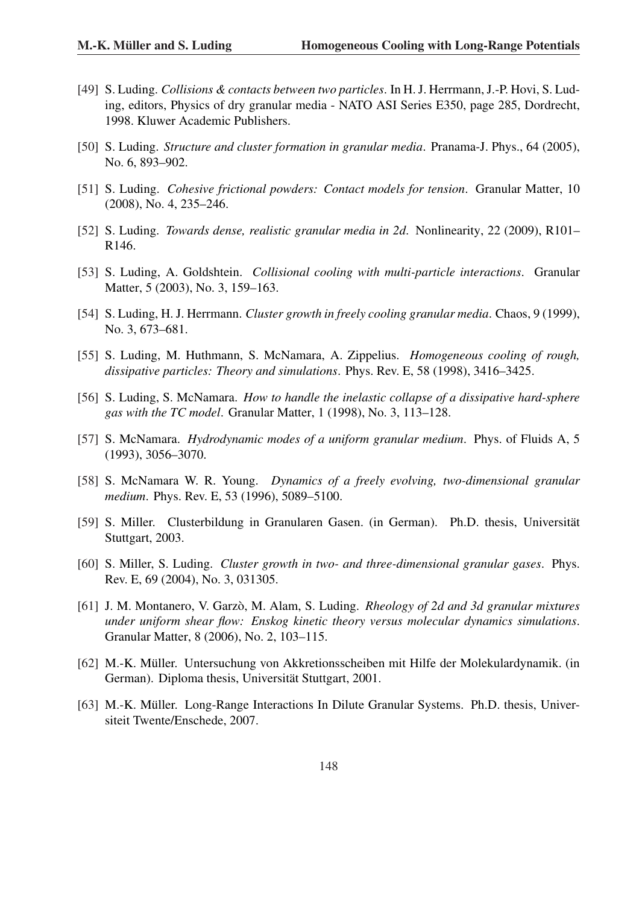[49] S. Luding. *Collisions & contacts between two particles*. In H. J. Herrmann, J.-P. Hovi, S. Luding, editors, Physics of dry granular media - NATO ASI Series E350, page 285, Dordrecht, 1998. Kluwer Academic Publishers.

[50] S. Luding. *Structure and cluster formation in granular media*. Pranama-J. Phys., 64 (2005), No. 6, 893–902.

[51] S. Luding. *Cohesive frictional powders: Contact models for tension*. Granular Matter, 10 (2008), No. 4, 235–246.

[52] S. Luding. *Towards dense, realistic granular media in 2d*. Nonlinearity, 22 (2009), R101–R146.

[53] S. Luding, A. Goldshtein. *Collisional cooling with multi-particle interactions*. Granular Matter, 5 (2003), No. 3, 159–163.

[54] S. Luding, H. J. Herrmann. *Cluster growth in freely cooling granular media*. Chaos, 9 (1999), No. 3, 673–681.

[55] S. Luding, M. Huthmann, S. McNamara, A. Zippelius. *Homogeneous cooling of rough, dissipative particles: Theory and simulations*. Phys. Rev. E, 58 (1998), 3416–3425.

[56] S. Luding, S. McNamara. *How to handle the inelastic collapse of a dissipative hard-sphere gas with the TC model*. Granular Matter, 1 (1998), No. 3, 113–128.

[57] S. McNamara. *Hydrodynamic modes of a uniform granular medium*. Phys. of Fluids A, 5 (1993), 3056–3070.

[58] S. McNamara W. R. Young. *Dynamics of a freely evolving, two-dimensional granular medium*. Phys. Rev. E, 53 (1996), 5089–5100.

[59] S. Miller. Clusterbildung in Granularen Gasen. (in German). Ph.D. thesis, Universität Stuttgart, 2003.

[60] S. Miller, S. Luding. *Cluster growth in two- and three-dimensional granular gases*. Phys. Rev. E, 69 (2004), No. 3, 031305.

[61] J. M. Montanero, V. Garzò, M. Alam, S. Luding. *Rheology of 2d and 3d granular mixtures under uniform shear flow: Enskog kinetic theory versus molecular dynamics simulations*. Granular Matter, 8 (2006), No. 2, 103–115.

[62] M.-K. Müller. Untersuchung von Akkretionsscheiben mit Hilfe der Molekulardynamik. (in German). Diploma thesis, Universität Stuttgart, 2001.

[63] M.-K. Müller. Long-Range Interactions In Dilute Granular Systems. Ph.D. thesis, Universiteit Twente/Enschede, 2007.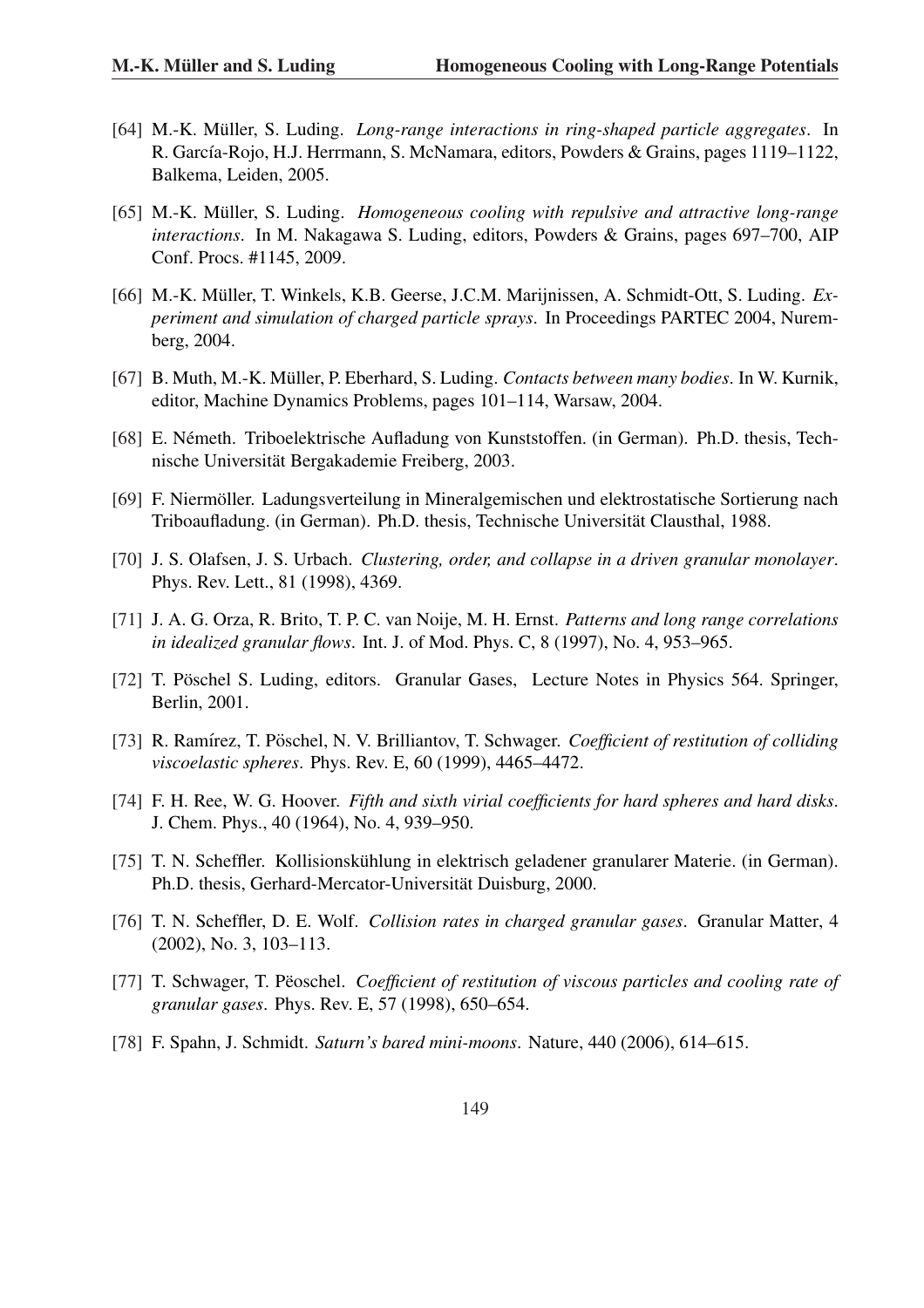[64] M.-K. Müller, S. Luding. *Long-range interactions in ring-shaped particle aggregates*. In R. García-Rojo, H.J. Herrmann, S. McNamara, editors, Powders & Grains, pages 1119–1122, Balkema, Leiden, 2005.

[65] M.-K. Müller, S. Luding. *Homogeneous cooling with repulsive and attractive long-range interactions*. In M. Nakagawa S. Luding, editors, Powders & Grains, pages 697–700, AIP Conf. Procs. #1145, 2009.

[66] M.-K. Müller, T. Winkels, K.B. Geerse, J.C.M. Marijnissen, A. Schmidt-Ott, S. Luding. *Experiment and simulation of charged particle sprays*. In Proceedings PARTEC 2004, Nuremberg, 2004.

[67] B. Muth, M.-K. Müller, P. Eberhard, S. Luding. *Contacts between many bodies*. In W. Kurnik, editor, Machine Dynamics Problems, pages 101–114, Warsaw, 2004.

[68] E. Németh. Triboelektrische Aufladung von Kunststoffen. (in German). Ph.D. thesis, Technische Universität Bergakademie Freiberg, 2003.

[69] F. Niermöller. Ladungsverteilung in Mineralgemischen und elektrostatische Sortierung nach Triboaufladung. (in German). Ph.D. thesis, Technische Universität Clausthal, 1988.

[70] J. S. Olafsen, J. S. Urbach. *Clustering, order, and collapse in a driven granular monolayer*. Phys. Rev. Lett., 81 (1998), 4369.

[71] J. A. G. Orza, R. Brito, T. P. C. van Noije, M. H. Ernst. *Patterns and long range correlations in idealized granular flows*. Int. J. of Mod. Phys. C, 8 (1997), No. 4, 953–965.

[72] T. Pöschel S. Luding, editors. Granular Gases, Lecture Notes in Physics 564. Springer, Berlin, 2001.

[73] R. Ramírez, T. Pöschel, N. V. Brilliantov, T. Schwager. *Coefficient of restitution of colliding viscoelastic spheres*. Phys. Rev. E, 60 (1999), 4465–4472.

[74] F. H. Ree, W. G. Hoover. *Fifth and sixth virial coefficients for hard spheres and hard disks*. J. Chem. Phys., 40 (1964), No. 4, 939–950.

[75] T. N. Scheffler. Kollisionskühlung in elektrisch geladener granularer Materie. (in German). Ph.D. thesis, Gerhard-Mercator-Universität Duisburg, 2000.

[76] T. N. Scheffler, D. E. Wolf. *Collision rates in charged granular gases*. Granular Matter, 4 (2002), No. 3, 103–113.

[77] T. Schwager, T. Pëoschel. *Coefficient of restitution of viscous particles and cooling rate of granular gases*. Phys. Rev. E, 57 (1998), 650–654.

[78] F. Spahn, J. Schmidt. *Saturn's bared mini-moons*. Nature, 440 (2006), 614–615.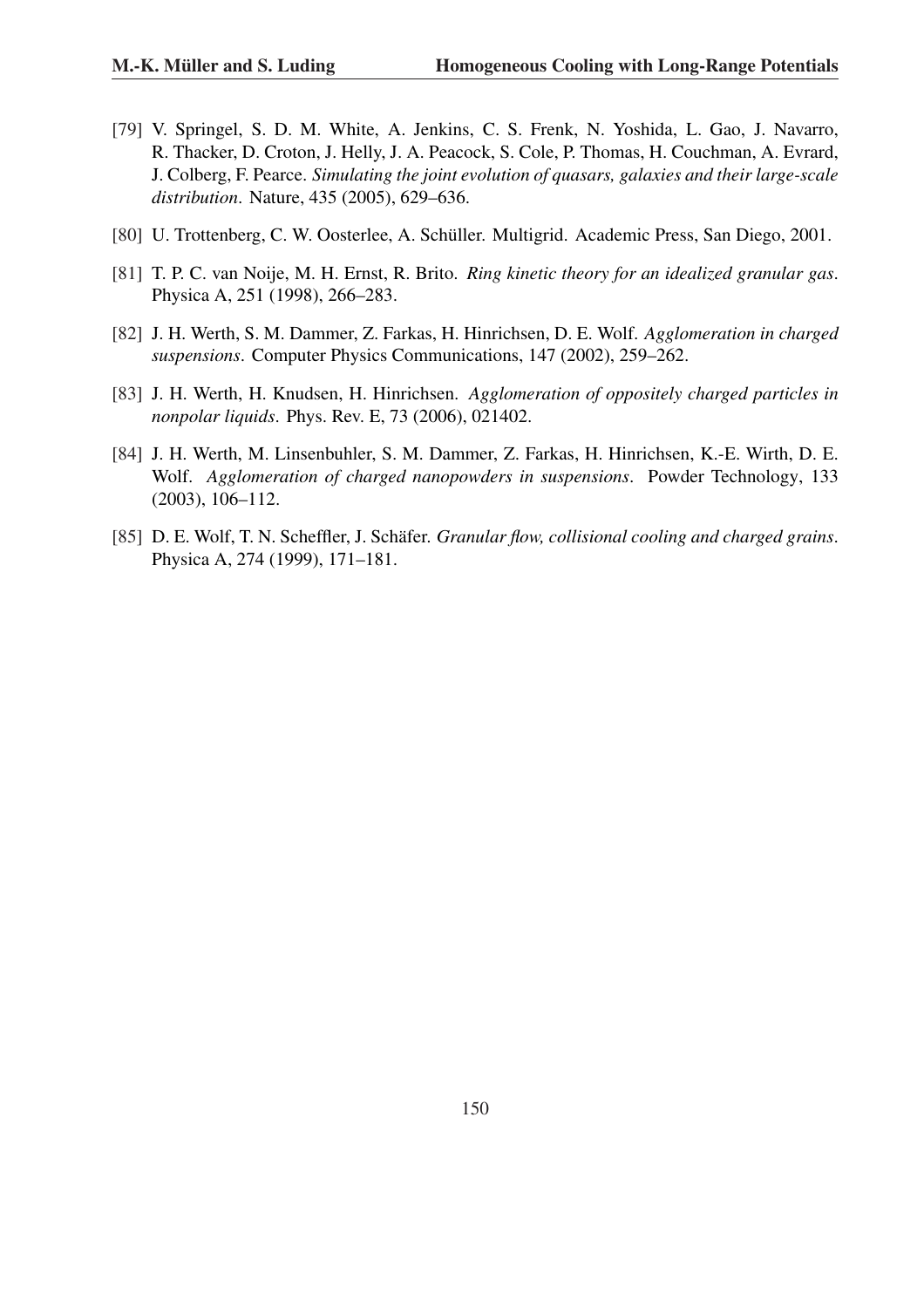[79] V. Springel, S. D. M. White, A. Jenkins, C. S. Frenk, N. Yoshida, L. Gao, J. Navarro, R. Thacker, D. Croton, J. Helly, J. A. Peacock, S. Cole, P. Thomas, H. Couchman, A. Evrard, J. Colberg, F. Pearce. *Simulating the joint evolution of quasars, galaxies and their large-scale distribution*. Nature, 435 (2005), 629–636.

[80] U. Trottenberg, C. W. Oosterlee, A. Schüller. Multigrid. Academic Press, San Diego, 2001.

[81] T. P. C. van Noije, M. H. Ernst, R. Brito. *Ring kinetic theory for an idealized granular gas*. Physica A, 251 (1998), 266–283.

[82] J. H. Werth, S. M. Dammer, Z. Farkas, H. Hinrichsen, D. E. Wolf. *Agglomeration in charged suspensions*. Computer Physics Communications, 147 (2002), 259–262.

[83] J. H. Werth, H. Knudsen, H. Hinrichsen. *Agglomeration of oppositely charged particles in nonpolar liquids*. Phys. Rev. E, 73 (2006), 021402.

[84] J. H. Werth, M. Linsenbuhler, S. M. Dammer, Z. Farkas, H. Hinrichsen, K.-E. Wirth, D. E. Wolf. *Agglomeration of charged nanopowders in suspensions*. Powder Technology, 133 (2003), 106–112.

[85] D. E. Wolf, T. N. Scheffler, J. Schäfer. *Granular flow, collisional cooling and charged grains*. Physica A, 274 (1999), 171–181.